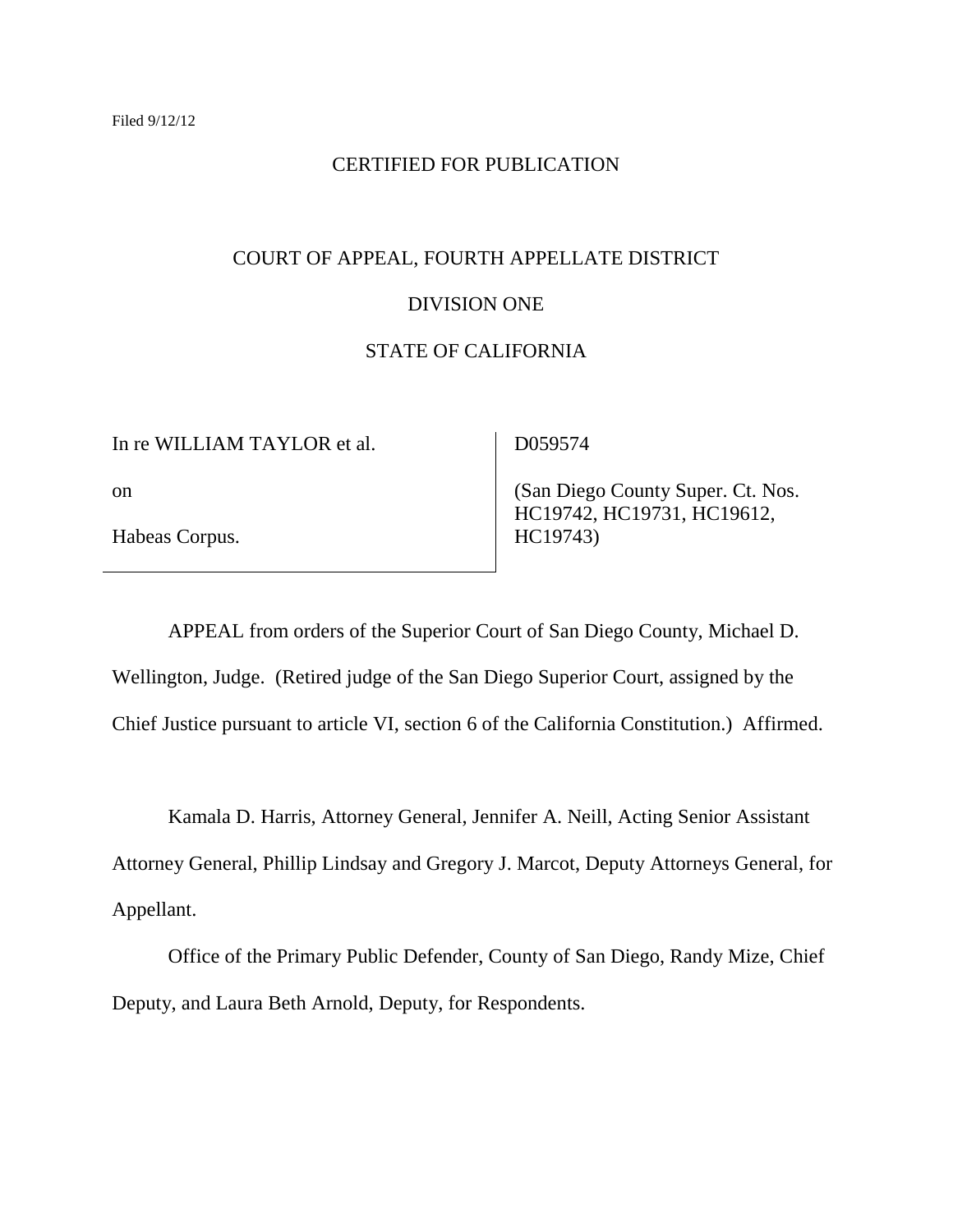Filed 9/12/12

CERTIFIED FOR PUBLICATION

COURT OF APPEAL, FOURTH APPELLATE DISTRICT

DIVISION ONE

STATE OF CALIFORNIA

| In re WILLIAM TAYLOR et al. on Habeas Corpus. | D059574 (San Diego County Super. Ct. Nos. HC19742, HC19731, HC19612, HC19743) |
|---|---|

APPEAL from orders of the Superior Court of San Diego County, Michael D. Wellington, Judge. (Retired judge of the San Diego Superior Court, assigned by the Chief Justice pursuant to article VI, section 6 of the California Constitution.) Affirmed.

Kamala D. Harris, Attorney General, Jennifer A. Neill, Acting Senior Assistant Attorney General, Phillip Lindsay and Gregory J. Marcot, Deputy Attorneys General, for Appellant.

Office of the Primary Public Defender, County of San Diego, Randy Mize, Chief Deputy, and Laura Beth Arnold, Deputy, for Respondents.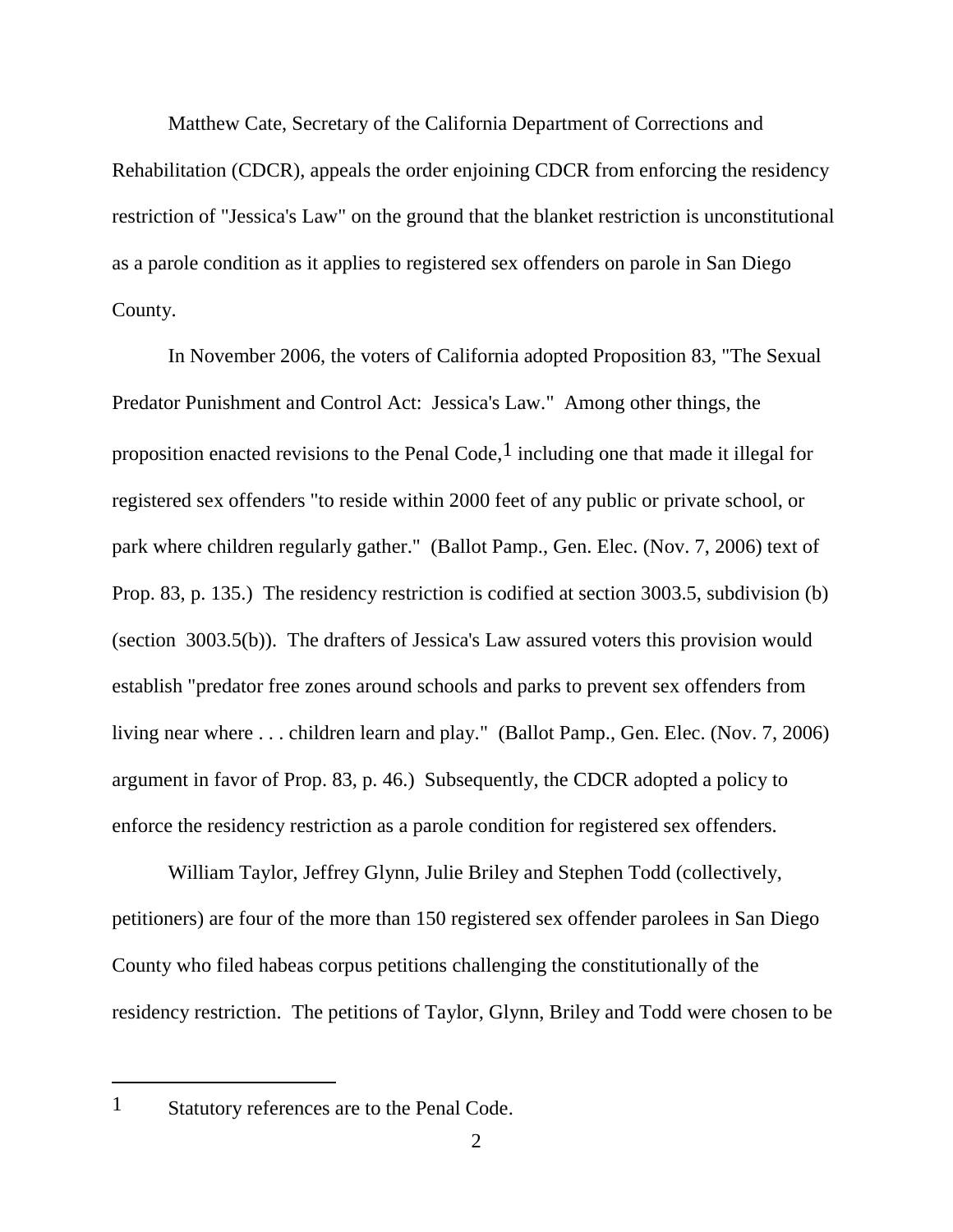Matthew Cate, Secretary of the California Department of Corrections and Rehabilitation (CDCR), appeals the order enjoining CDCR from enforcing the residency restriction of "Jessica's Law" on the ground that the blanket restriction is unconstitutional as a parole condition as it applies to registered sex offenders on parole in San Diego County.

In November 2006, the voters of California adopted Proposition 83, "The Sexual Predator Punishment and Control Act: Jessica's Law." Among other things, the proposition enacted revisions to the Penal Code,[1] including one that made it illegal for registered sex offenders "to reside within 2000 feet of any public or private school, or park where children regularly gather." (Ballot Pamp., Gen. Elec. (Nov. 7, 2006) text of Prop. 83, p. 135.) The residency restriction is codified at section 3003.5, subdivision (b) (section 3003.5(b)). The drafters of Jessica's Law assured voters this provision would establish "predator free zones around schools and parks to prevent sex offenders from living near where . . . children learn and play." (Ballot Pamp., Gen. Elec. (Nov. 7, 2006) argument in favor of Prop. 83, p. 46.) Subsequently, the CDCR adopted a policy to enforce the residency restriction as a parole condition for registered sex offenders.

William Taylor, Jeffrey Glynn, Julie Briley and Stephen Todd (collectively, petitioners) are four of the more than 150 registered sex offender parolees in San Diego County who filed habeas corpus petitions challenging the constitutionally of the residency restriction. The petitions of Taylor, Glynn, Briley and Todd were chosen to be

---

[1] Statutory references are to the Penal Code.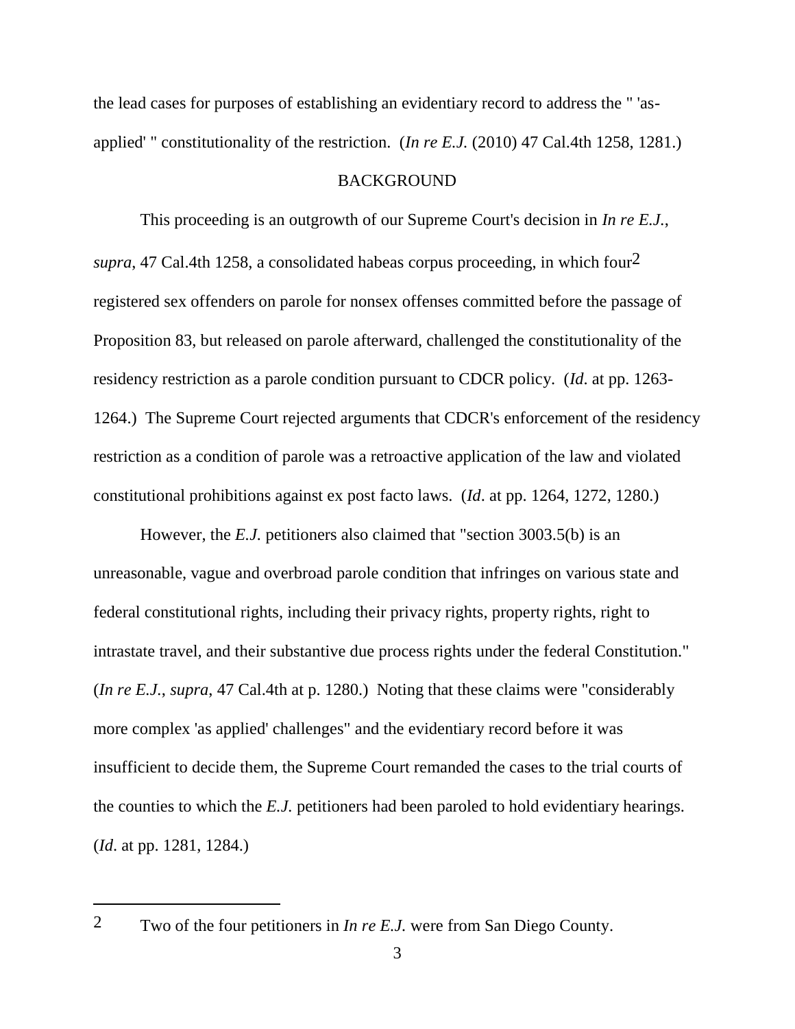the lead cases for purposes of establishing an evidentiary record to address the " 'as-applied' " constitutionality of the restriction. (*In re E.J.* (2010) 47 Cal.4th 1258, 1281.)

## BACKGROUND

This proceeding is an outgrowth of our Supreme Court's decision in *In re E.J.*, *supra*, 47 Cal.4th 1258, a consolidated habeas corpus proceeding, in which four[2] registered sex offenders on parole for nonsex offenses committed before the passage of Proposition 83, but released on parole afterward, challenged the constitutionality of the residency restriction as a parole condition pursuant to CDCR policy. (*Id*. at pp. 1263-1264.) The Supreme Court rejected arguments that CDCR's enforcement of the residency restriction as a condition of parole was a retroactive application of the law and violated constitutional prohibitions against ex post facto laws. (*Id*. at pp. 1264, 1272, 1280.)

However, the *E.J.* petitioners also claimed that "section 3003.5(b) is an unreasonable, vague and overbroad parole condition that infringes on various state and federal constitutional rights, including their privacy rights, property rights, right to intrastate travel, and their substantive due process rights under the federal Constitution." (*In re E.J.*, *supra*, 47 Cal.4th at p. 1280.) Noting that these claims were "considerably more complex 'as applied' challenges" and the evidentiary record before it was insufficient to decide them, the Supreme Court remanded the cases to the trial courts of the counties to which the *E.J.* petitioners had been paroled to hold evidentiary hearings. (*Id*. at pp. 1281, 1284.)

---

[2] Two of the four petitioners in *In re E.J.* were from San Diego County.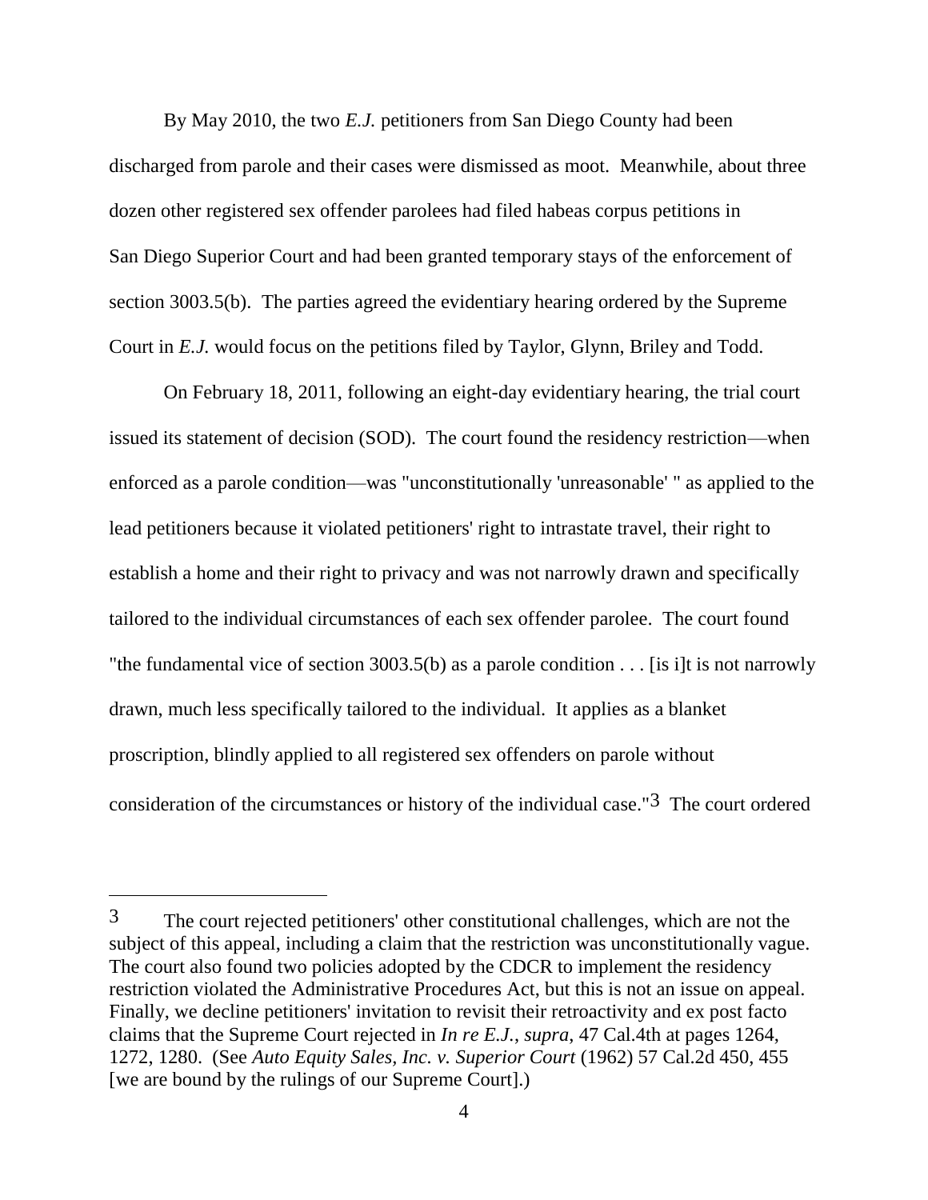By May 2010, the two *E.J.* petitioners from San Diego County had been discharged from parole and their cases were dismissed as moot. Meanwhile, about three dozen other registered sex offender parolees had filed habeas corpus petitions in San Diego Superior Court and had been granted temporary stays of the enforcement of section 3003.5(b). The parties agreed the evidentiary hearing ordered by the Supreme Court in *E.J.* would focus on the petitions filed by Taylor, Glynn, Briley and Todd.

On February 18, 2011, following an eight-day evidentiary hearing, the trial court issued its statement of decision (SOD). The court found the residency restriction—when enforced as a parole condition—was "unconstitutionally 'unreasonable' " as applied to the lead petitioners because it violated petitioners' right to intrastate travel, their right to establish a home and their right to privacy and was not narrowly drawn and specifically tailored to the individual circumstances of each sex offender parolee. The court found "the fundamental vice of section 3003.5(b) as a parole condition . . . [is i]t is not narrowly drawn, much less specifically tailored to the individual. It applies as a blanket proscription, blindly applied to all registered sex offenders on parole without consideration of the circumstances or history of the individual case."[3] The court ordered

---

[3] The court rejected petitioners' other constitutional challenges, which are not the subject of this appeal, including a claim that the restriction was unconstitutionally vague. The court also found two policies adopted by the CDCR to implement the residency restriction violated the Administrative Procedures Act, but this is not an issue on appeal. Finally, we decline petitioners' invitation to revisit their retroactivity and ex post facto claims that the Supreme Court rejected in *In re E.J.*, *supra*, 47 Cal.4th at pages 1264, 1272, 1280. (See *Auto Equity Sales, Inc. v. Superior Court* (1962) 57 Cal.2d 450, 455 [we are bound by the rulings of our Supreme Court].)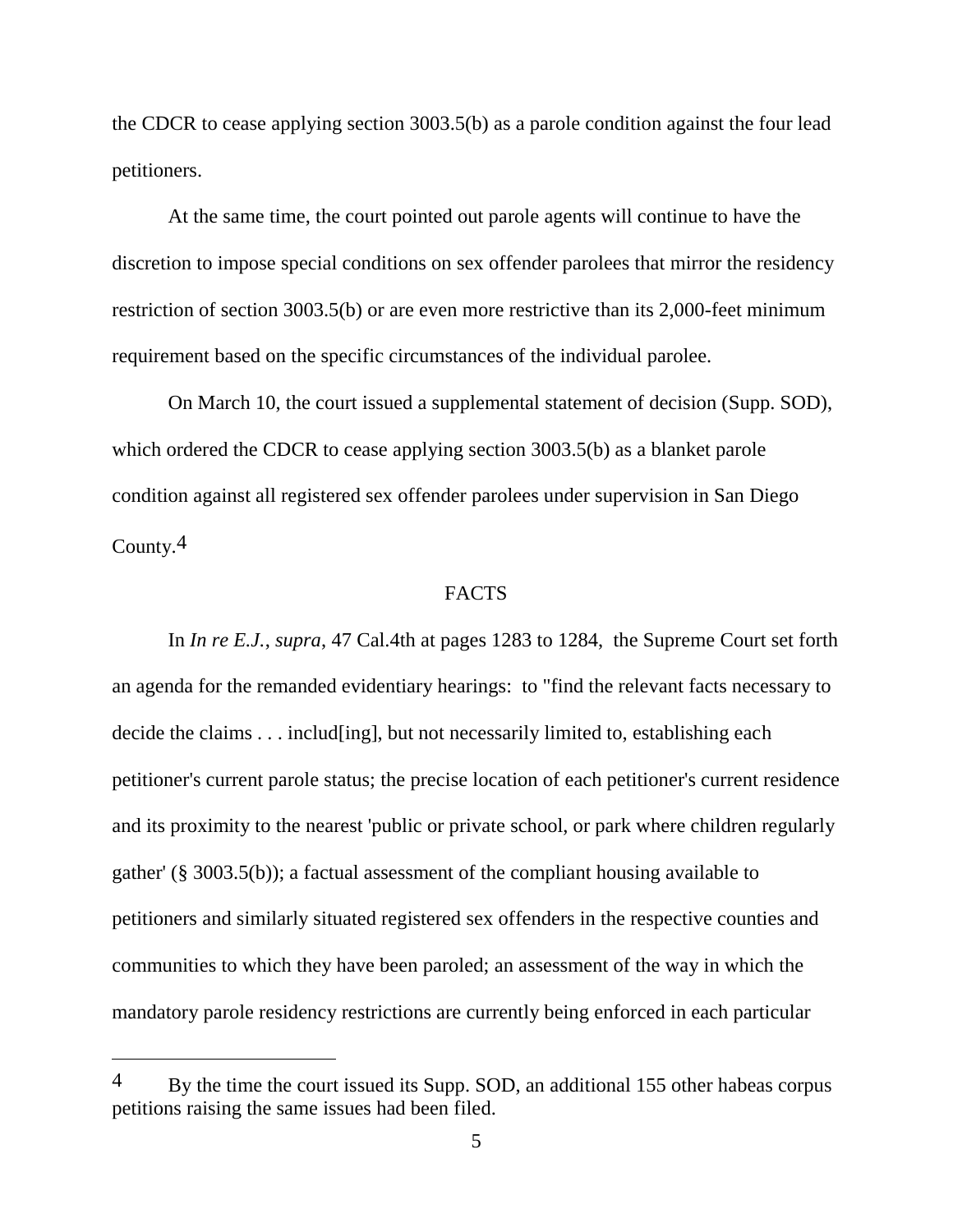the CDCR to cease applying section 3003.5(b) as a parole condition against the four lead petitioners.

At the same time, the court pointed out parole agents will continue to have the discretion to impose special conditions on sex offender parolees that mirror the residency restriction of section 3003.5(b) or are even more restrictive than its 2,000-feet minimum requirement based on the specific circumstances of the individual parolee.

On March 10, the court issued a supplemental statement of decision (Supp. SOD), which ordered the CDCR to cease applying section 3003.5(b) as a blanket parole condition against all registered sex offender parolees under supervision in San Diego County.[4]

## FACTS

In *In re E.J.*, *supra*, 47 Cal.4th at pages 1283 to 1284, the Supreme Court set forth an agenda for the remanded evidentiary hearings: to "find the relevant facts necessary to decide the claims . . . includ[ing], but not necessarily limited to, establishing each petitioner's current parole status; the precise location of each petitioner's current residence and its proximity to the nearest 'public or private school, or park where children regularly gather' (§ 3003.5(b)); a factual assessment of the compliant housing available to petitioners and similarly situated registered sex offenders in the respective counties and communities to which they have been paroled; an assessment of the way in which the mandatory parole residency restrictions are currently being enforced in each particular

---

[4] By the time the court issued its Supp. SOD, an additional 155 other habeas corpus petitions raising the same issues had been filed.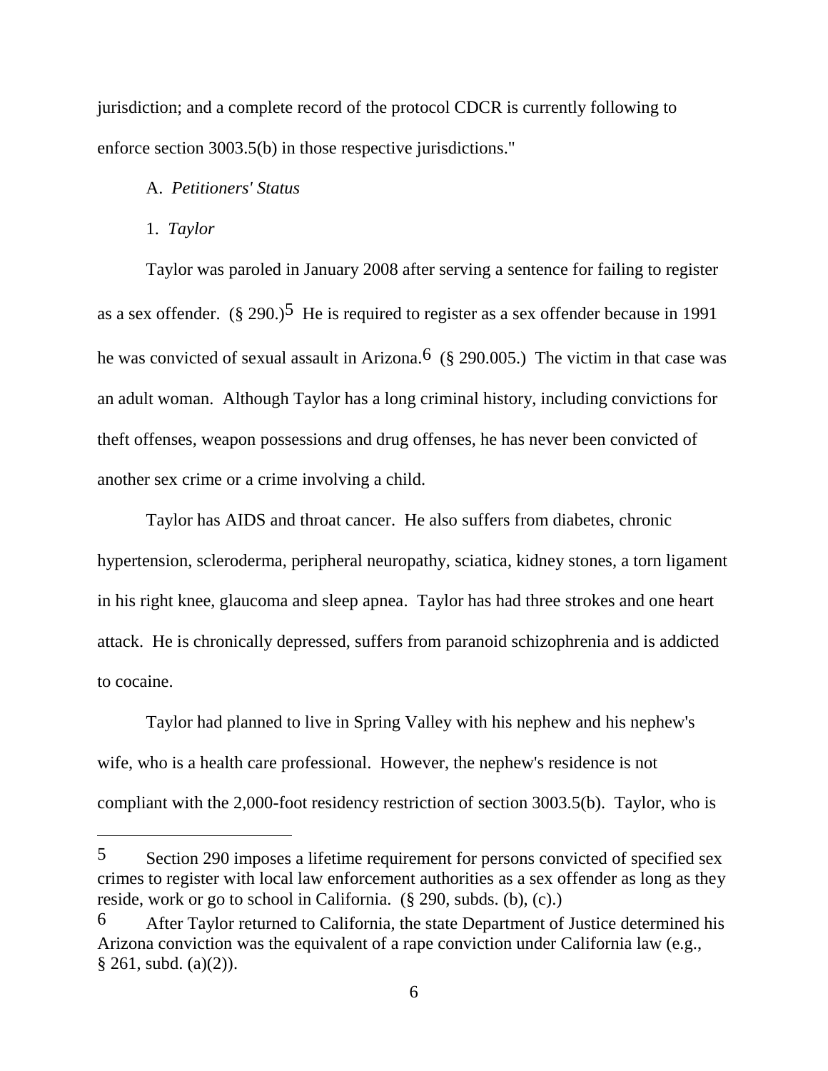jurisdiction; and a complete record of the protocol CDCR is currently following to enforce section 3003.5(b) in those respective jurisdictions."

A. *Petitioners' Status*

1. *Taylor*

Taylor was paroled in January 2008 after serving a sentence for failing to register as a sex offender. (§ 290.)[5] He is required to register as a sex offender because in 1991 he was convicted of sexual assault in Arizona.[6] (§ 290.005.) The victim in that case was an adult woman. Although Taylor has a long criminal history, including convictions for theft offenses, weapon possessions and drug offenses, he has never been convicted of another sex crime or a crime involving a child.

Taylor has AIDS and throat cancer. He also suffers from diabetes, chronic hypertension, scleroderma, peripheral neuropathy, sciatica, kidney stones, a torn ligament in his right knee, glaucoma and sleep apnea. Taylor has had three strokes and one heart attack. He is chronically depressed, suffers from paranoid schizophrenia and is addicted to cocaine.

Taylor had planned to live in Spring Valley with his nephew and his nephew's wife, who is a health care professional. However, the nephew's residence is not compliant with the 2,000-foot residency restriction of section 3003.5(b). Taylor, who is

---

5 Section 290 imposes a lifetime requirement for persons convicted of specified sex crimes to register with local law enforcement authorities as a sex offender as long as they reside, work or go to school in California. (§ 290, subds. (b), (c).)

6 After Taylor returned to California, the state Department of Justice determined his Arizona conviction was the equivalent of a rape conviction under California law (e.g., § 261, subd. (a)(2)).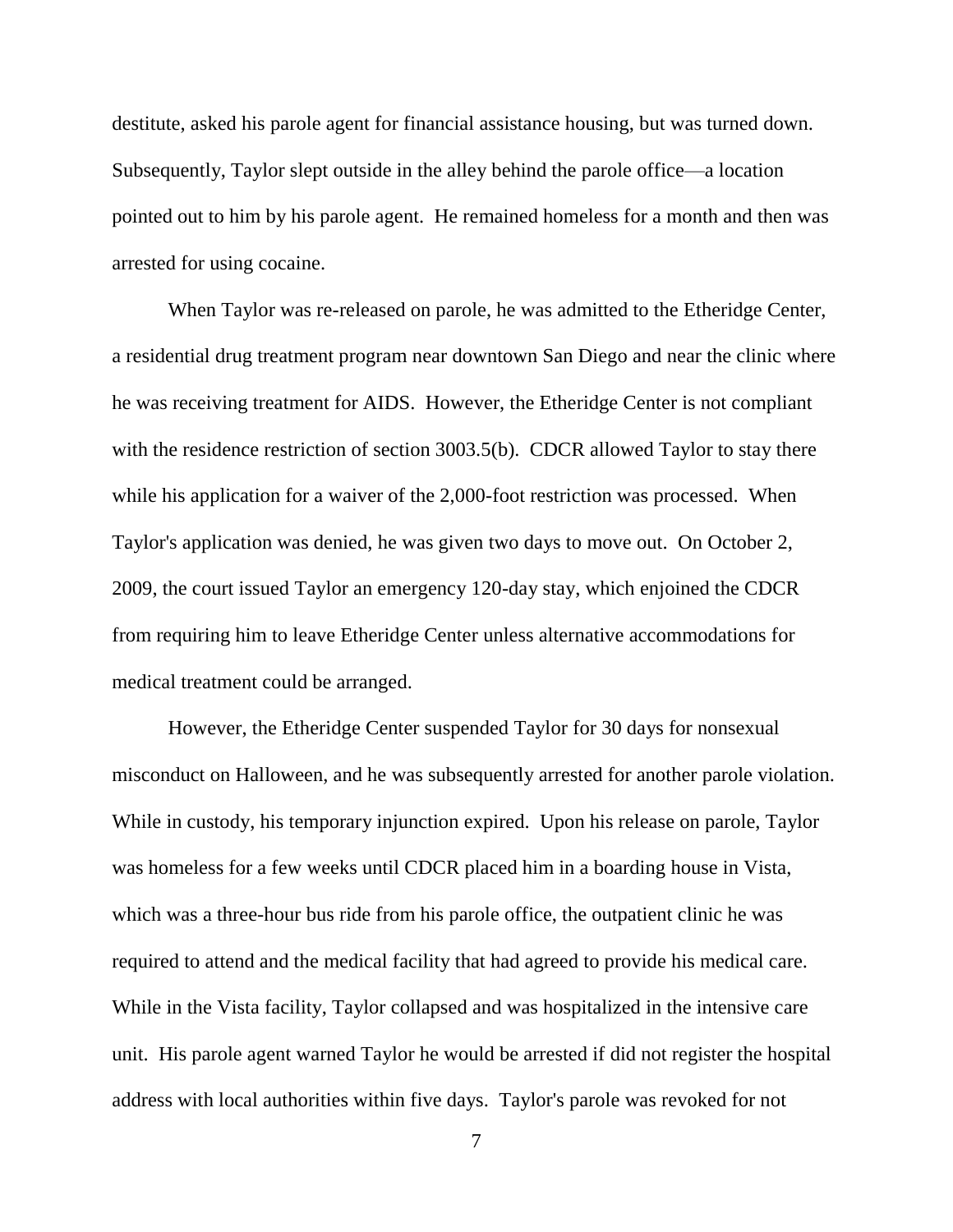destitute, asked his parole agent for financial assistance housing, but was turned down. Subsequently, Taylor slept outside in the alley behind the parole office—a location pointed out to him by his parole agent. He remained homeless for a month and then was arrested for using cocaine.

When Taylor was re-released on parole, he was admitted to the Etheridge Center, a residential drug treatment program near downtown San Diego and near the clinic where he was receiving treatment for AIDS. However, the Etheridge Center is not compliant with the residence restriction of section 3003.5(b). CDCR allowed Taylor to stay there while his application for a waiver of the 2,000-foot restriction was processed. When Taylor's application was denied, he was given two days to move out. On October 2, 2009, the court issued Taylor an emergency 120-day stay, which enjoined the CDCR from requiring him to leave Etheridge Center unless alternative accommodations for medical treatment could be arranged.

However, the Etheridge Center suspended Taylor for 30 days for nonsexual misconduct on Halloween, and he was subsequently arrested for another parole violation. While in custody, his temporary injunction expired. Upon his release on parole, Taylor was homeless for a few weeks until CDCR placed him in a boarding house in Vista, which was a three-hour bus ride from his parole office, the outpatient clinic he was required to attend and the medical facility that had agreed to provide his medical care. While in the Vista facility, Taylor collapsed and was hospitalized in the intensive care unit. His parole agent warned Taylor he would be arrested if did not register the hospital address with local authorities within five days. Taylor's parole was revoked for not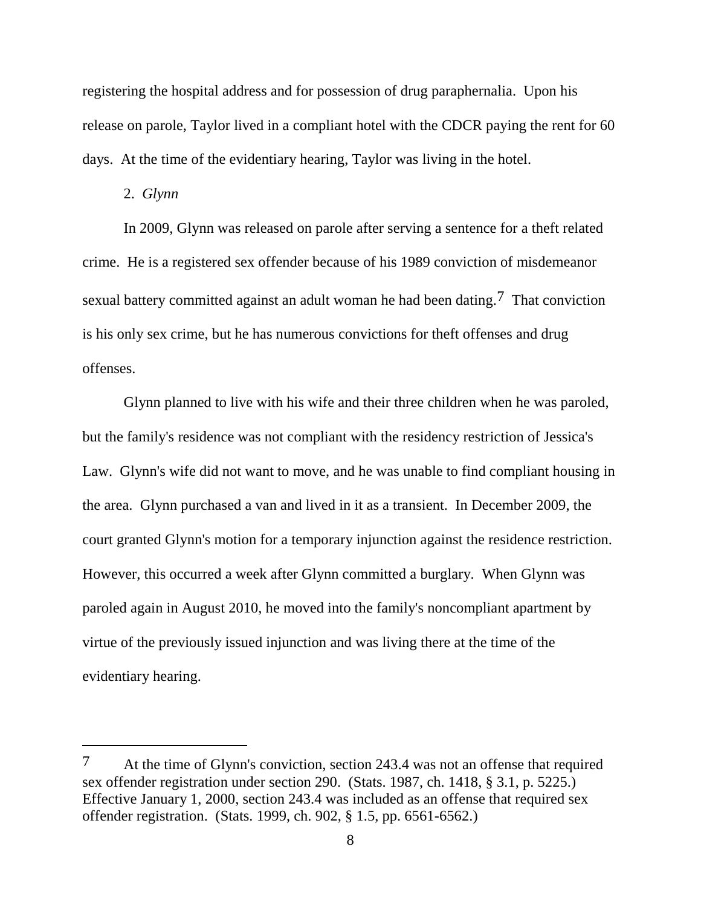registering the hospital address and for possession of drug paraphernalia. Upon his release on parole, Taylor lived in a compliant hotel with the CDCR paying the rent for 60 days. At the time of the evidentiary hearing, Taylor was living in the hotel.

2. *Glynn*

In 2009, Glynn was released on parole after serving a sentence for a theft related crime. He is a registered sex offender because of his 1989 conviction of misdemeanor sexual battery committed against an adult woman he had been dating.[7] That conviction is his only sex crime, but he has numerous convictions for theft offenses and drug offenses.

Glynn planned to live with his wife and their three children when he was paroled, but the family's residence was not compliant with the residency restriction of Jessica's Law. Glynn's wife did not want to move, and he was unable to find compliant housing in the area. Glynn purchased a van and lived in it as a transient. In December 2009, the court granted Glynn's motion for a temporary injunction against the residence restriction. However, this occurred a week after Glynn committed a burglary. When Glynn was paroled again in August 2010, he moved into the family's noncompliant apartment by virtue of the previously issued injunction and was living there at the time of the evidentiary hearing.

---

[7] At the time of Glynn's conviction, section 243.4 was not an offense that required sex offender registration under section 290. (Stats. 1987, ch. 1418, § 3.1, p. 5225.) Effective January 1, 2000, section 243.4 was included as an offense that required sex offender registration. (Stats. 1999, ch. 902, § 1.5, pp. 6561-6562.)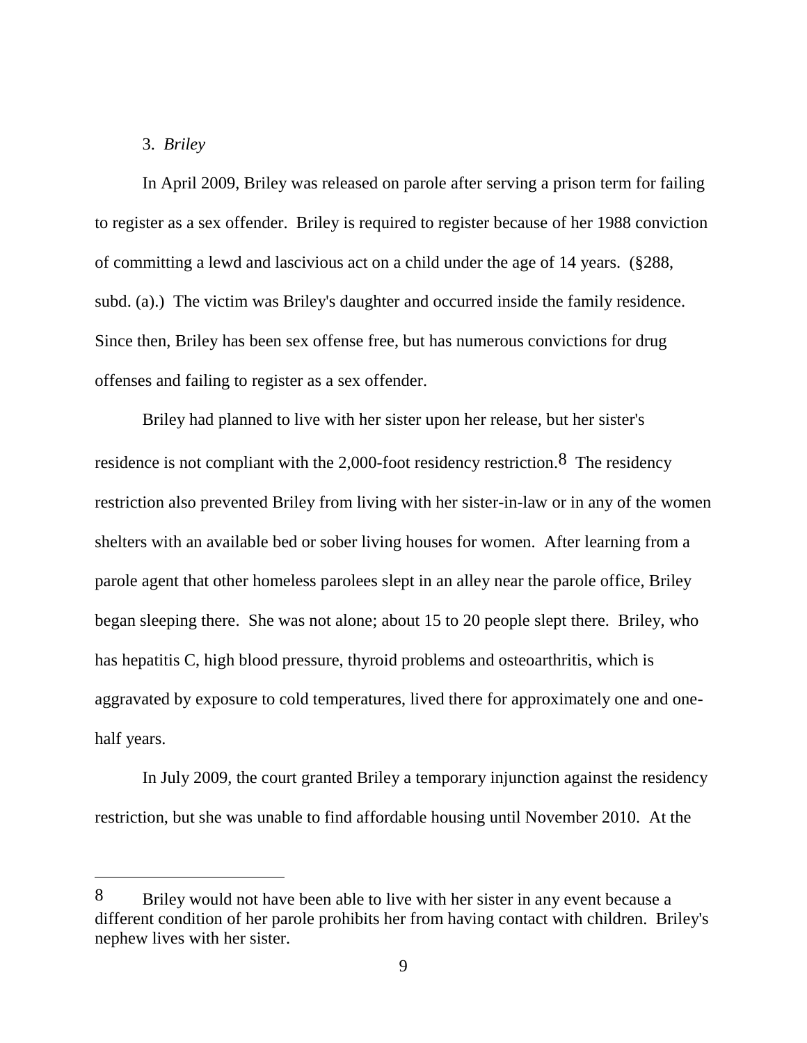3. *Briley*

In April 2009, Briley was released on parole after serving a prison term for failing to register as a sex offender. Briley is required to register because of her 1988 conviction of committing a lewd and lascivious act on a child under the age of 14 years. (§288, subd. (a).) The victim was Briley's daughter and occurred inside the family residence. Since then, Briley has been sex offense free, but has numerous convictions for drug offenses and failing to register as a sex offender.

Briley had planned to live with her sister upon her release, but her sister's residence is not compliant with the 2,000-foot residency restriction.[8] The residency restriction also prevented Briley from living with her sister-in-law or in any of the women shelters with an available bed or sober living houses for women. After learning from a parole agent that other homeless parolees slept in an alley near the parole office, Briley began sleeping there. She was not alone; about 15 to 20 people slept there. Briley, who has hepatitis C, high blood pressure, thyroid problems and osteoarthritis, which is aggravated by exposure to cold temperatures, lived there for approximately one and one-half years.

In July 2009, the court granted Briley a temporary injunction against the residency restriction, but she was unable to find affordable housing until November 2010. At the

---

[8] Briley would not have been able to live with her sister in any event because a different condition of her parole prohibits her from having contact with children. Briley's nephew lives with her sister.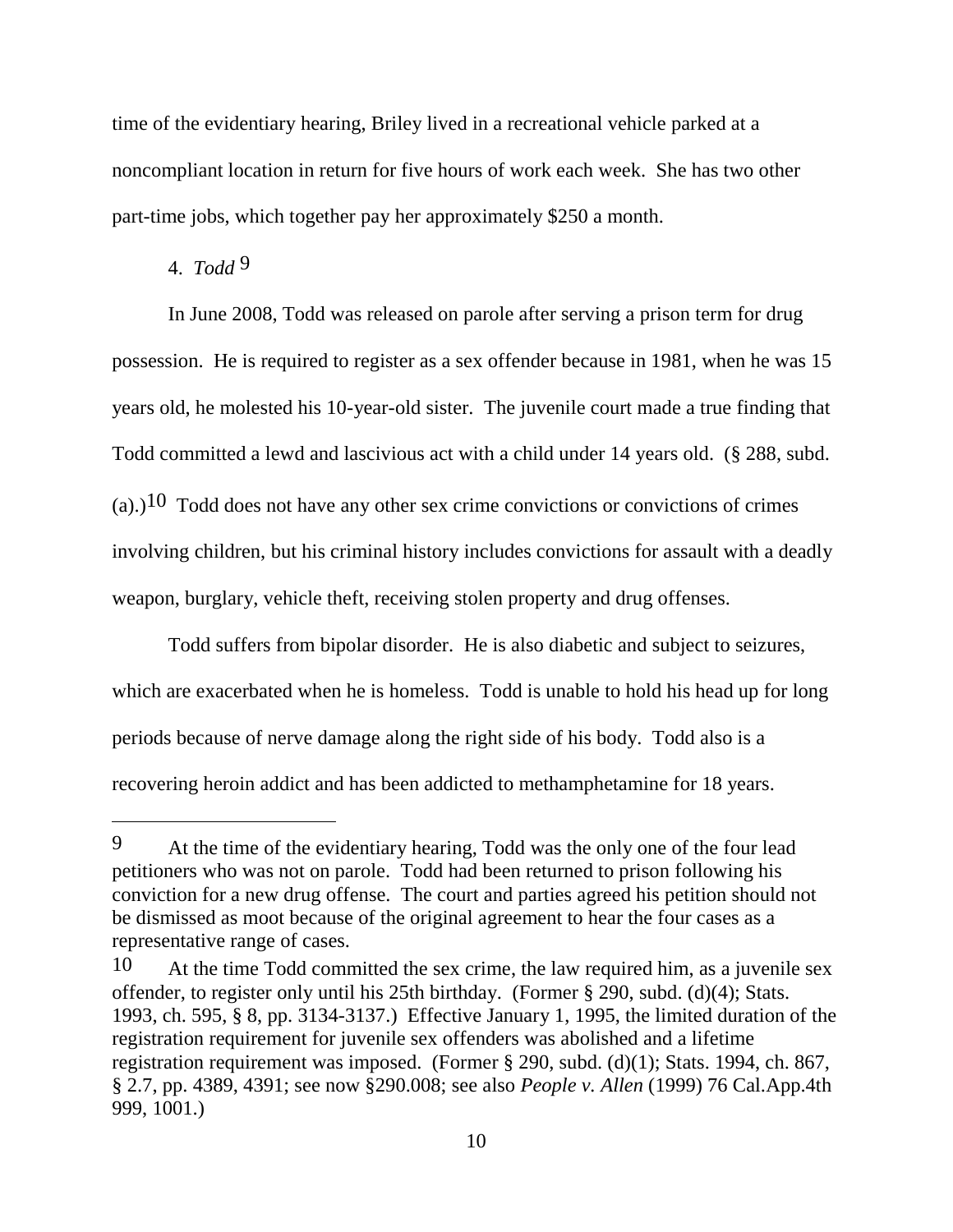time of the evidentiary hearing, Briley lived in a recreational vehicle parked at a noncompliant location in return for five hours of work each week. She has two other part-time jobs, which together pay her approximately $250 a month.

4. *Todd* [9]

In June 2008, Todd was released on parole after serving a prison term for drug possession. He is required to register as a sex offender because in 1981, when he was 15 years old, he molested his 10-year-old sister. The juvenile court made a true finding that Todd committed a lewd and lascivious act with a child under 14 years old. (§ 288, subd. (a).)[10] Todd does not have any other sex crime convictions or convictions of crimes involving children, but his criminal history includes convictions for assault with a deadly weapon, burglary, vehicle theft, receiving stolen property and drug offenses.

Todd suffers from bipolar disorder. He is also diabetic and subject to seizures, which are exacerbated when he is homeless. Todd is unable to hold his head up for long periods because of nerve damage along the right side of his body. Todd also is a recovering heroin addict and has been addicted to methamphetamine for 18 years.

---

[9] At the time of the evidentiary hearing, Todd was the only one of the four lead petitioners who was not on parole. Todd had been returned to prison following his conviction for a new drug offense. The court and parties agreed his petition should not be dismissed as moot because of the original agreement to hear the four cases as a representative range of cases.

[10] At the time Todd committed the sex crime, the law required him, as a juvenile sex offender, to register only until his 25th birthday. (Former § 290, subd. (d)(4); Stats. 1993, ch. 595, § 8, pp. 3134-3137.) Effective January 1, 1995, the limited duration of the registration requirement for juvenile sex offenders was abolished and a lifetime registration requirement was imposed. (Former § 290, subd. (d)(1); Stats. 1994, ch. 867, § 2.7, pp. 4389, 4391; see now §290.008; see also *People v. Allen* (1999) 76 Cal.App.4th 999, 1001.)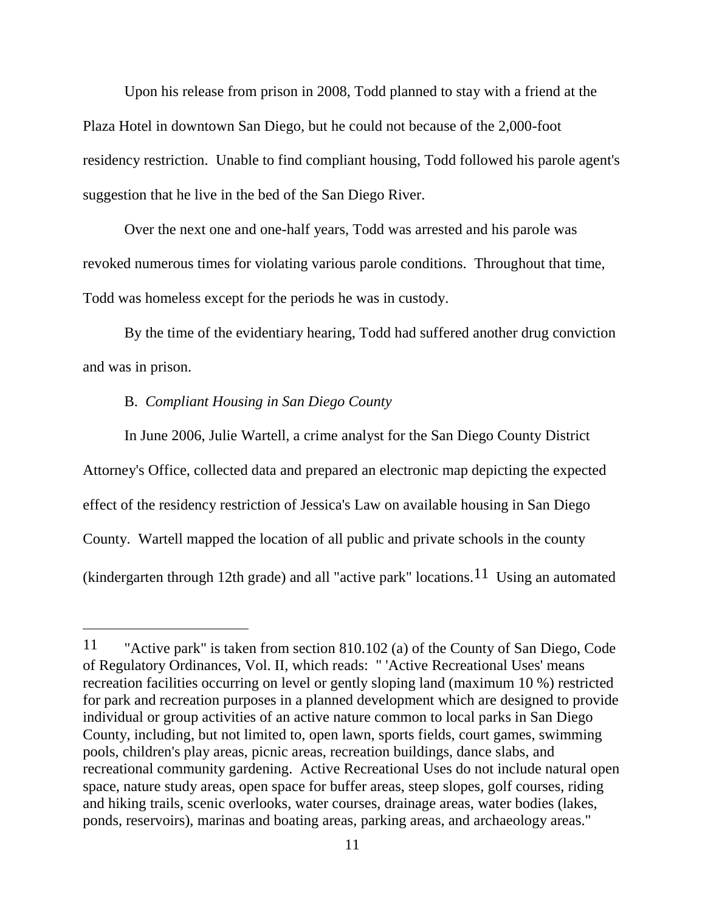Upon his release from prison in 2008, Todd planned to stay with a friend at the Plaza Hotel in downtown San Diego, but he could not because of the 2,000-foot residency restriction. Unable to find compliant housing, Todd followed his parole agent's suggestion that he live in the bed of the San Diego River.

Over the next one and one-half years, Todd was arrested and his parole was revoked numerous times for violating various parole conditions. Throughout that time, Todd was homeless except for the periods he was in custody.

By the time of the evidentiary hearing, Todd had suffered another drug conviction and was in prison.

B. *Compliant Housing in San Diego County*

In June 2006, Julie Wartell, a crime analyst for the San Diego County District Attorney's Office, collected data and prepared an electronic map depicting the expected effect of the residency restriction of Jessica's Law on available housing in San Diego County. Wartell mapped the location of all public and private schools in the county (kindergarten through 12th grade) and all "active park" locations.[11] Using an automated

---

[11] "Active park" is taken from section 810.102 (a) of the County of San Diego, Code of Regulatory Ordinances, Vol. II, which reads: " 'Active Recreational Uses' means recreation facilities occurring on level or gently sloping land (maximum 10 %) restricted for park and recreation purposes in a planned development which are designed to provide individual or group activities of an active nature common to local parks in San Diego County, including, but not limited to, open lawn, sports fields, court games, swimming pools, children's play areas, picnic areas, recreation buildings, dance slabs, and recreational community gardening. Active Recreational Uses do not include natural open space, nature study areas, open space for buffer areas, steep slopes, golf courses, riding and hiking trails, scenic overlooks, water courses, drainage areas, water bodies (lakes, ponds, reservoirs), marinas and boating areas, parking areas, and archaeology areas."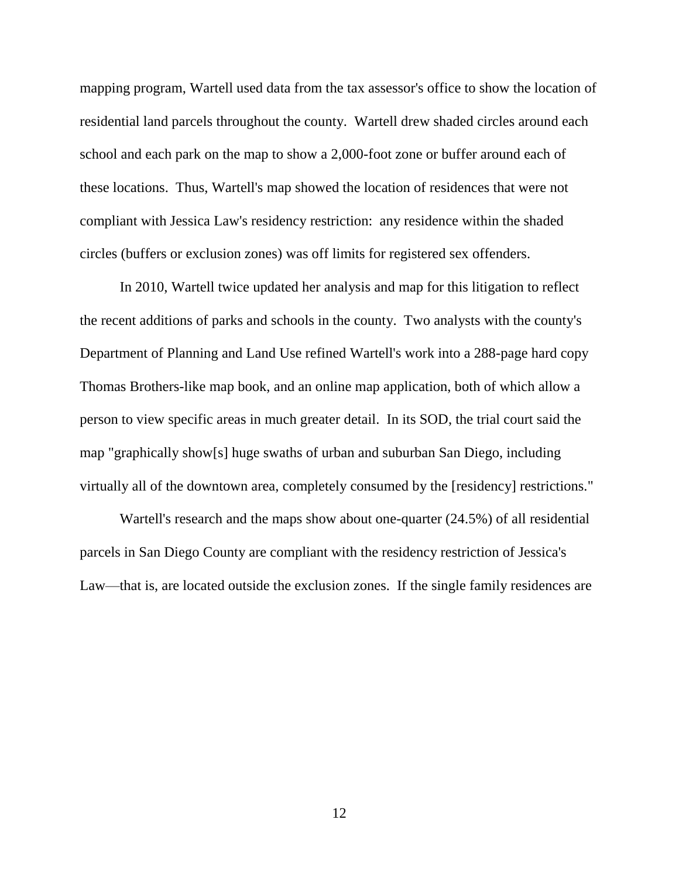mapping program, Wartell used data from the tax assessor's office to show the location of residential land parcels throughout the county. Wartell drew shaded circles around each school and each park on the map to show a 2,000-foot zone or buffer around each of these locations. Thus, Wartell's map showed the location of residences that were not compliant with Jessica Law's residency restriction: any residence within the shaded circles (buffers or exclusion zones) was off limits for registered sex offenders.

In 2010, Wartell twice updated her analysis and map for this litigation to reflect the recent additions of parks and schools in the county. Two analysts with the county's Department of Planning and Land Use refined Wartell's work into a 288-page hard copy Thomas Brothers-like map book, and an online map application, both of which allow a person to view specific areas in much greater detail. In its SOD, the trial court said the map "graphically show[s] huge swaths of urban and suburban San Diego, including virtually all of the downtown area, completely consumed by the [residency] restrictions."

Wartell's research and the maps show about one-quarter (24.5%) of all residential parcels in San Diego County are compliant with the residency restriction of Jessica's Law—that is, are located outside the exclusion zones. If the single family residences are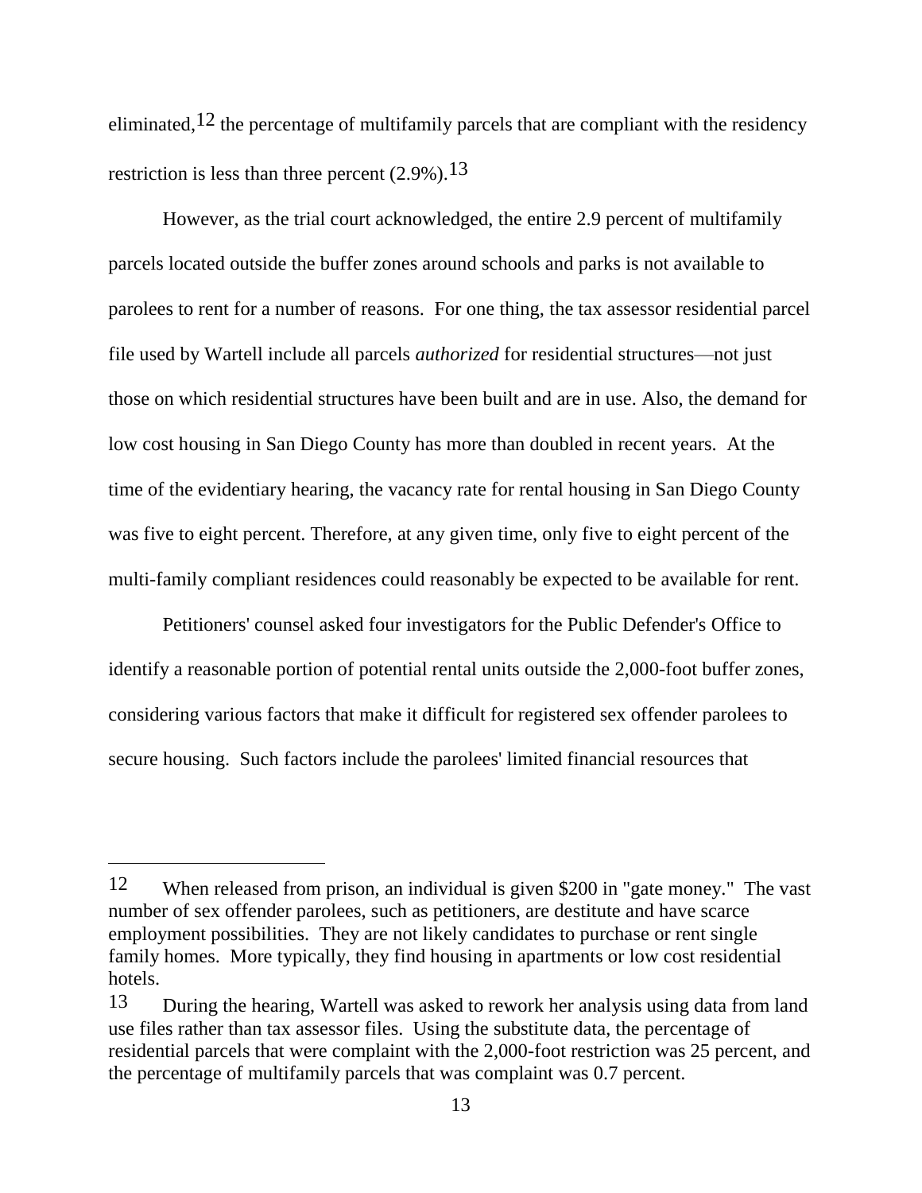eliminated,[12] the percentage of multifamily parcels that are compliant with the residency restriction is less than three percent (2.9%).[13]

However, as the trial court acknowledged, the entire 2.9 percent of multifamily parcels located outside the buffer zones around schools and parks is not available to parolees to rent for a number of reasons. For one thing, the tax assessor residential parcel file used by Wartell include all parcels *authorized* for residential structures—not just those on which residential structures have been built and are in use. Also, the demand for low cost housing in San Diego County has more than doubled in recent years. At the time of the evidentiary hearing, the vacancy rate for rental housing in San Diego County was five to eight percent. Therefore, at any given time, only five to eight percent of the multi-family compliant residences could reasonably be expected to be available for rent.

Petitioners' counsel asked four investigators for the Public Defender's Office to identify a reasonable portion of potential rental units outside the 2,000-foot buffer zones, considering various factors that make it difficult for registered sex offender parolees to secure housing. Such factors include the parolees' limited financial resources that

---

12 When released from prison, an individual is given $200 in "gate money." The vast number of sex offender parolees, such as petitioners, are destitute and have scarce employment possibilities. They are not likely candidates to purchase or rent single family homes. More typically, they find housing in apartments or low cost residential hotels.

13 During the hearing, Wartell was asked to rework her analysis using data from land use files rather than tax assessor files. Using the substitute data, the percentage of residential parcels that were complaint with the 2,000-foot restriction was 25 percent, and the percentage of multifamily parcels that was complaint was 0.7 percent.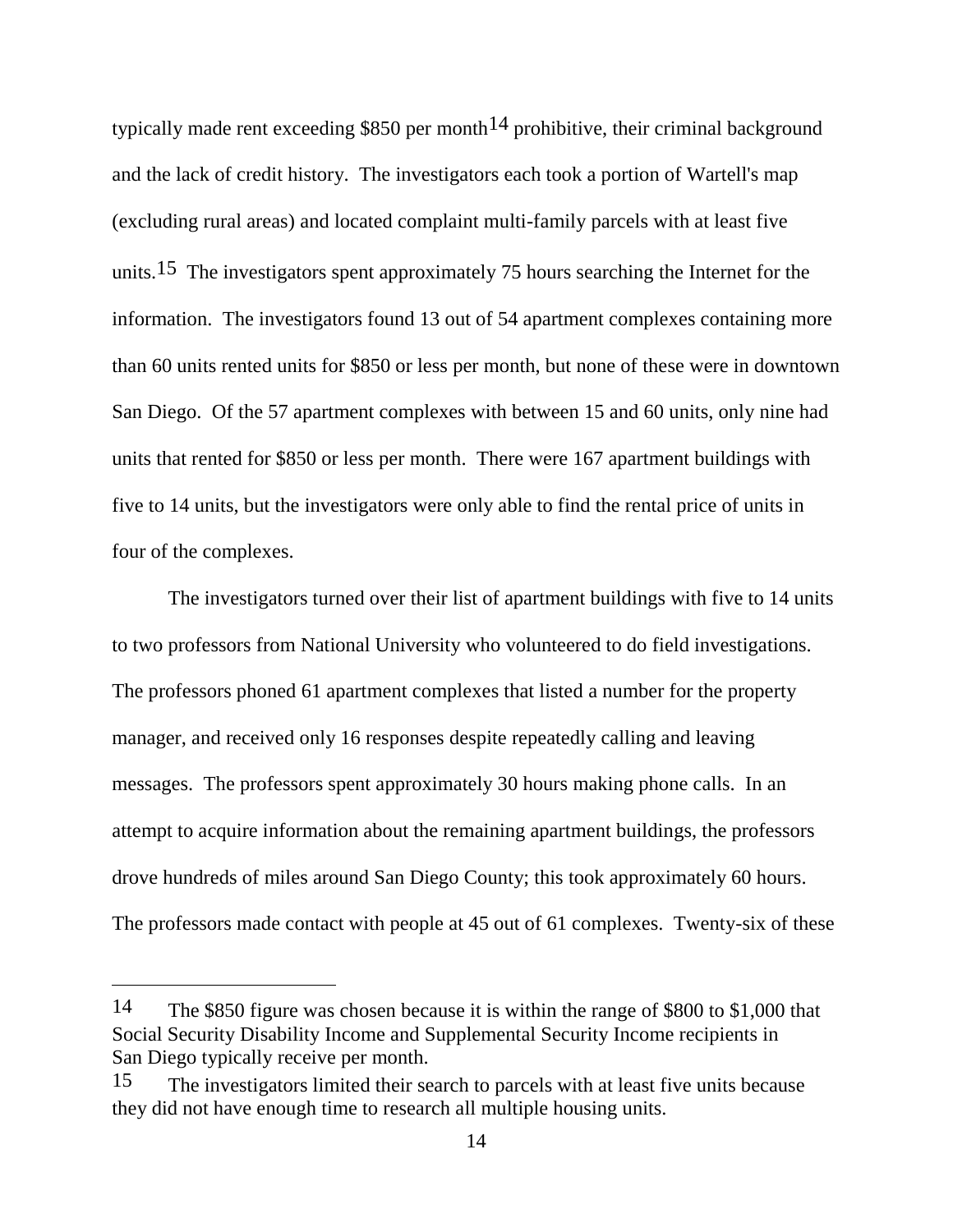typically made rent exceeding \$850 per month[14] prohibitive, their criminal background and the lack of credit history. The investigators each took a portion of Wartell's map (excluding rural areas) and located complaint multi-family parcels with at least five units.[15] The investigators spent approximately 75 hours searching the Internet for the information. The investigators found 13 out of 54 apartment complexes containing more than 60 units rented units for \$850 or less per month, but none of these were in downtown San Diego. Of the 57 apartment complexes with between 15 and 60 units, only nine had units that rented for \$850 or less per month. There were 167 apartment buildings with five to 14 units, but the investigators were only able to find the rental price of units in four of the complexes.

The investigators turned over their list of apartment buildings with five to 14 units to two professors from National University who volunteered to do field investigations. The professors phoned 61 apartment complexes that listed a number for the property manager, and received only 16 responses despite repeatedly calling and leaving messages. The professors spent approximately 30 hours making phone calls. In an attempt to acquire information about the remaining apartment buildings, the professors drove hundreds of miles around San Diego County; this took approximately 60 hours. The professors made contact with people at 45 out of 61 complexes. Twenty-six of these

---

[14] The \$850 figure was chosen because it is within the range of \$800 to \$1,000 that Social Security Disability Income and Supplemental Security Income recipients in San Diego typically receive per month.

[15] The investigators limited their search to parcels with at least five units because they did not have enough time to research all multiple housing units.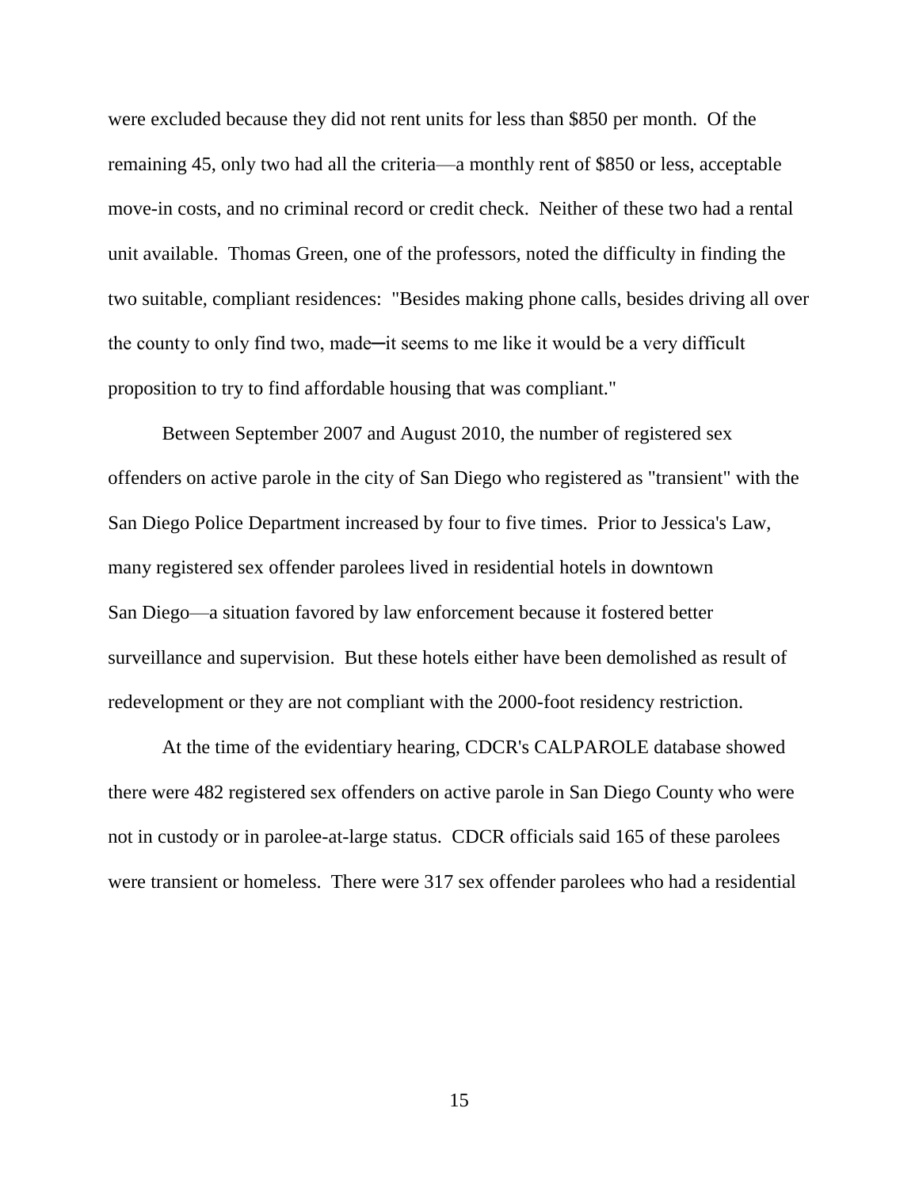were excluded because they did not rent units for less than $850 per month. Of the remaining 45, only two had all the criteria—a monthly rent of $850 or less, acceptable move-in costs, and no criminal record or credit check. Neither of these two had a rental unit available. Thomas Green, one of the professors, noted the difficulty in finding the two suitable, compliant residences: "Besides making phone calls, besides driving all over the county to only find two, made─it seems to me like it would be a very difficult proposition to try to find affordable housing that was compliant."

Between September 2007 and August 2010, the number of registered sex offenders on active parole in the city of San Diego who registered as "transient" with the San Diego Police Department increased by four to five times. Prior to Jessica's Law, many registered sex offender parolees lived in residential hotels in downtown San Diego—a situation favored by law enforcement because it fostered better surveillance and supervision. But these hotels either have been demolished as result of redevelopment or they are not compliant with the 2000-foot residency restriction.

At the time of the evidentiary hearing, CDCR's CALPAROLE database showed there were 482 registered sex offenders on active parole in San Diego County who were not in custody or in parolee-at-large status. CDCR officials said 165 of these parolees were transient or homeless. There were 317 sex offender parolees who had a residential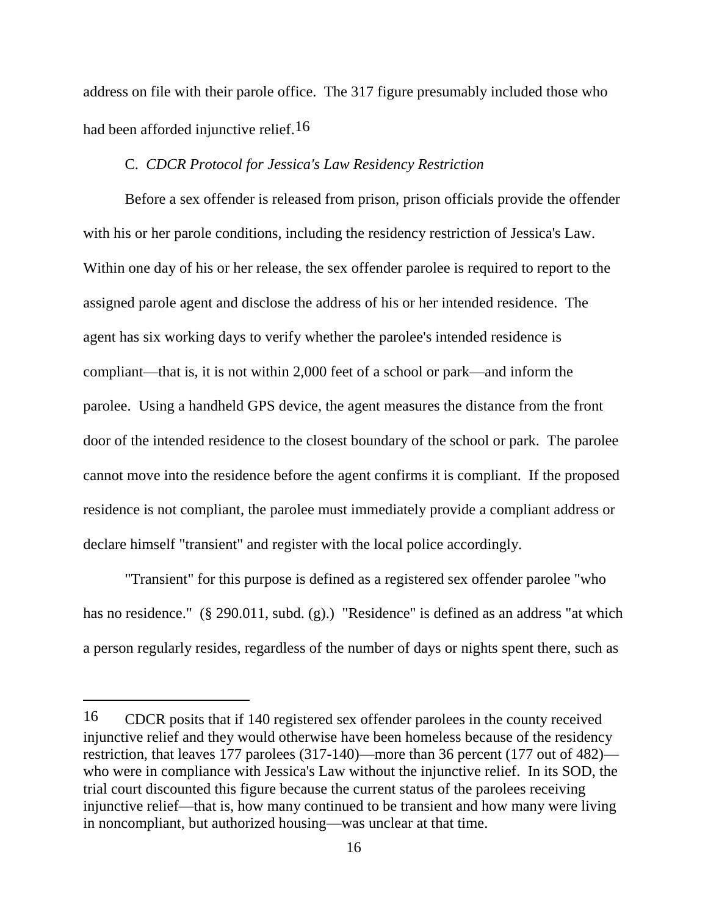address on file with their parole office. The 317 figure presumably included those who had been afforded injunctive relief.[16]

C. *CDCR Protocol for Jessica's Law Residency Restriction*

Before a sex offender is released from prison, prison officials provide the offender with his or her parole conditions, including the residency restriction of Jessica's Law. Within one day of his or her release, the sex offender parolee is required to report to the assigned parole agent and disclose the address of his or her intended residence. The agent has six working days to verify whether the parolee's intended residence is compliant—that is, it is not within 2,000 feet of a school or park—and inform the parolee. Using a handheld GPS device, the agent measures the distance from the front door of the intended residence to the closest boundary of the school or park. The parolee cannot move into the residence before the agent confirms it is compliant. If the proposed residence is not compliant, the parolee must immediately provide a compliant address or declare himself "transient" and register with the local police accordingly.

"Transient" for this purpose is defined as a registered sex offender parolee "who has no residence." (§ 290.011, subd. (g).) "Residence" is defined as an address "at which a person regularly resides, regardless of the number of days or nights spent there, such as

---

[16] CDCR posits that if 140 registered sex offender parolees in the county received injunctive relief and they would otherwise have been homeless because of the residency restriction, that leaves 177 parolees (317-140)—more than 36 percent (177 out of 482)—who were in compliance with Jessica's Law without the injunctive relief. In its SOD, the trial court discounted this figure because the current status of the parolees receiving injunctive relief—that is, how many continued to be transient and how many were living in noncompliant, but authorized housing—was unclear at that time.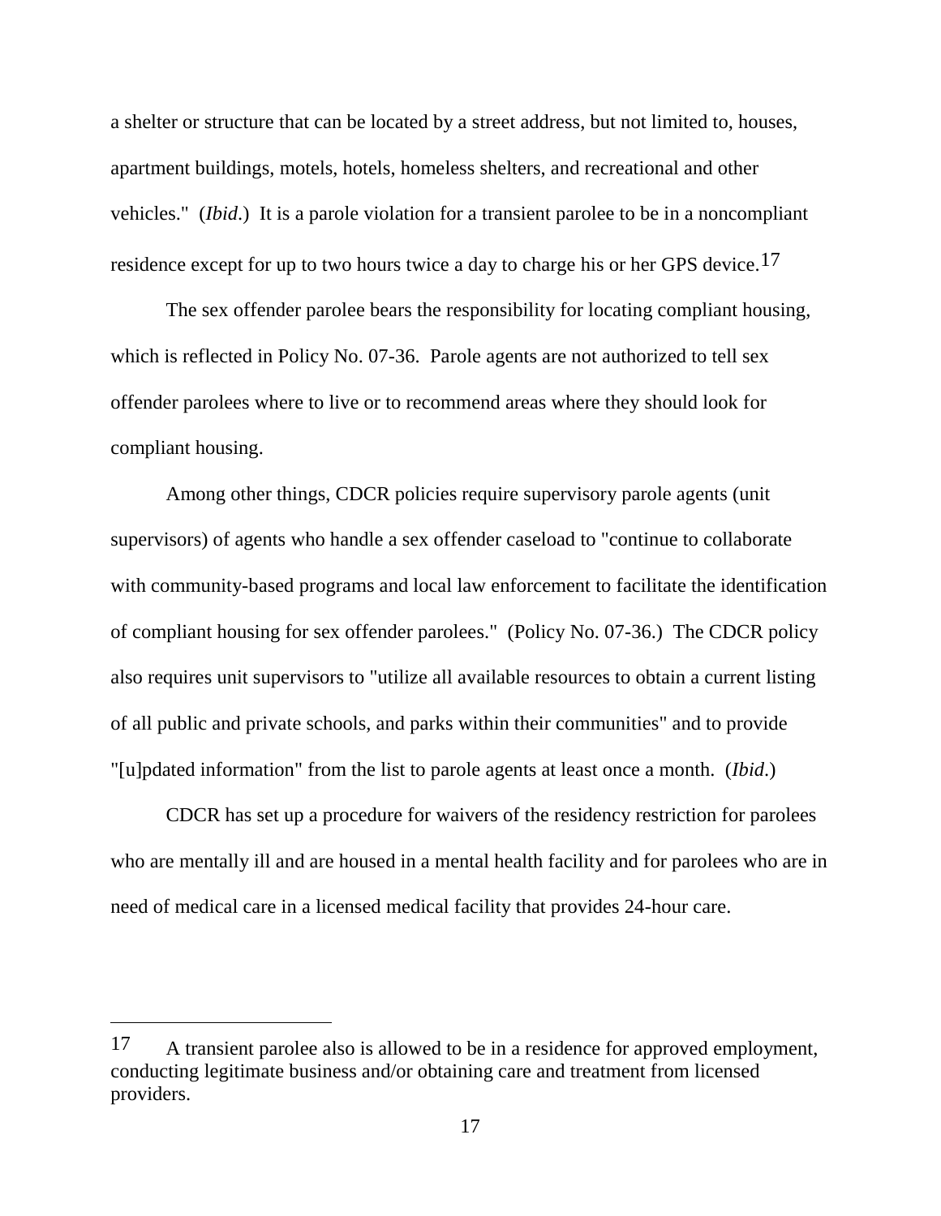a shelter or structure that can be located by a street address, but not limited to, houses, apartment buildings, motels, hotels, homeless shelters, and recreational and other vehicles." (*Ibid*.) It is a parole violation for a transient parolee to be in a noncompliant residence except for up to two hours twice a day to charge his or her GPS device.[17]

The sex offender parolee bears the responsibility for locating compliant housing, which is reflected in Policy No. 07-36. Parole agents are not authorized to tell sex offender parolees where to live or to recommend areas where they should look for compliant housing.

Among other things, CDCR policies require supervisory parole agents (unit supervisors) of agents who handle a sex offender caseload to "continue to collaborate with community-based programs and local law enforcement to facilitate the identification of compliant housing for sex offender parolees." (Policy No. 07-36.) The CDCR policy also requires unit supervisors to "utilize all available resources to obtain a current listing of all public and private schools, and parks within their communities" and to provide "[u]pdated information" from the list to parole agents at least once a month. (*Ibid*.)

CDCR has set up a procedure for waivers of the residency restriction for parolees who are mentally ill and are housed in a mental health facility and for parolees who are in need of medical care in a licensed medical facility that provides 24-hour care.

---

[17] A transient parolee also is allowed to be in a residence for approved employment, conducting legitimate business and/or obtaining care and treatment from licensed providers.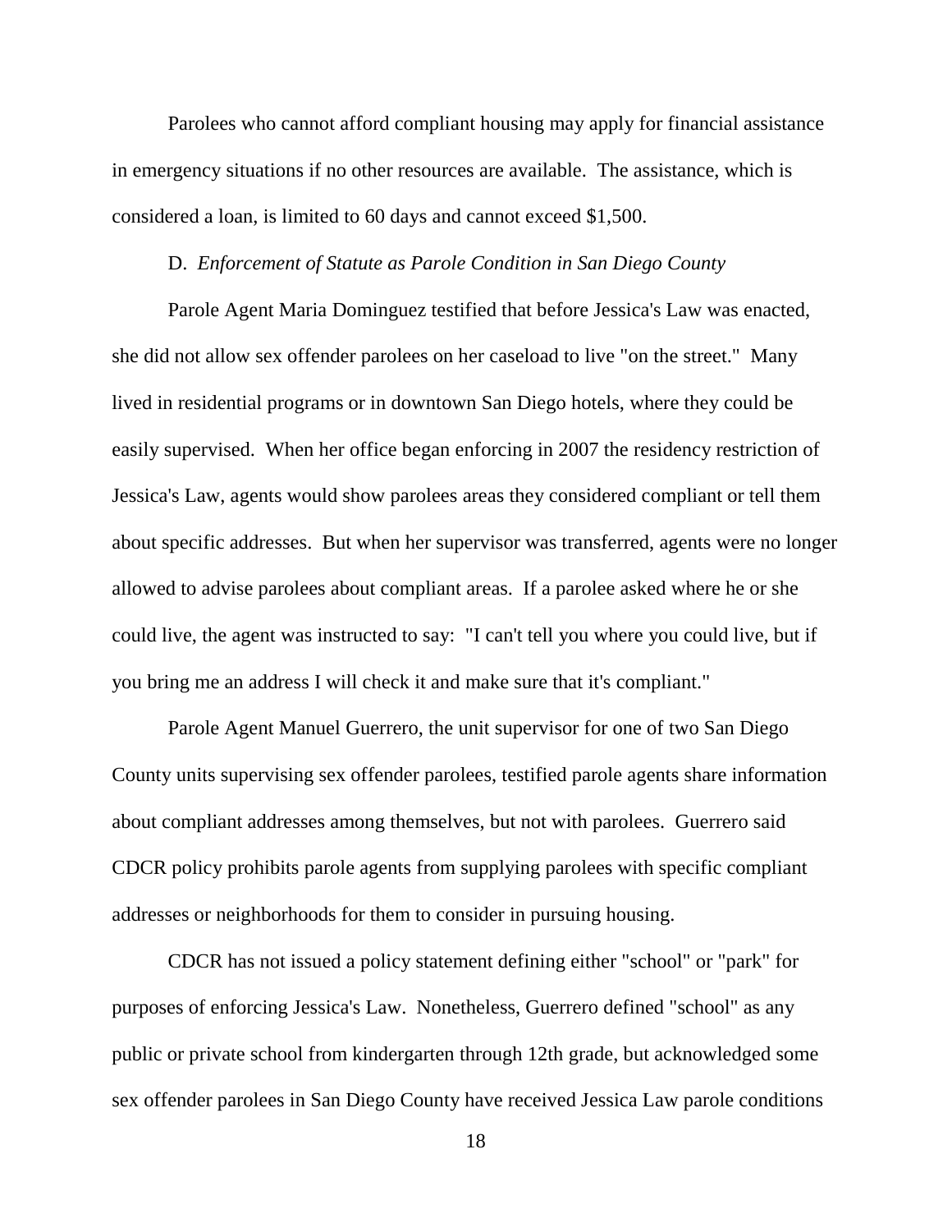Parolees who cannot afford compliant housing may apply for financial assistance in emergency situations if no other resources are available. The assistance, which is considered a loan, is limited to 60 days and cannot exceed $1,500.

D. *Enforcement of Statute as Parole Condition in San Diego County*

Parole Agent Maria Dominguez testified that before Jessica's Law was enacted, she did not allow sex offender parolees on her caseload to live "on the street." Many lived in residential programs or in downtown San Diego hotels, where they could be easily supervised. When her office began enforcing in 2007 the residency restriction of Jessica's Law, agents would show parolees areas they considered compliant or tell them about specific addresses. But when her supervisor was transferred, agents were no longer allowed to advise parolees about compliant areas. If a parolee asked where he or she could live, the agent was instructed to say: "I can't tell you where you could live, but if you bring me an address I will check it and make sure that it's compliant."

Parole Agent Manuel Guerrero, the unit supervisor for one of two San Diego County units supervising sex offender parolees, testified parole agents share information about compliant addresses among themselves, but not with parolees. Guerrero said CDCR policy prohibits parole agents from supplying parolees with specific compliant addresses or neighborhoods for them to consider in pursuing housing.

CDCR has not issued a policy statement defining either "school" or "park" for purposes of enforcing Jessica's Law. Nonetheless, Guerrero defined "school" as any public or private school from kindergarten through 12th grade, but acknowledged some sex offender parolees in San Diego County have received Jessica Law parole conditions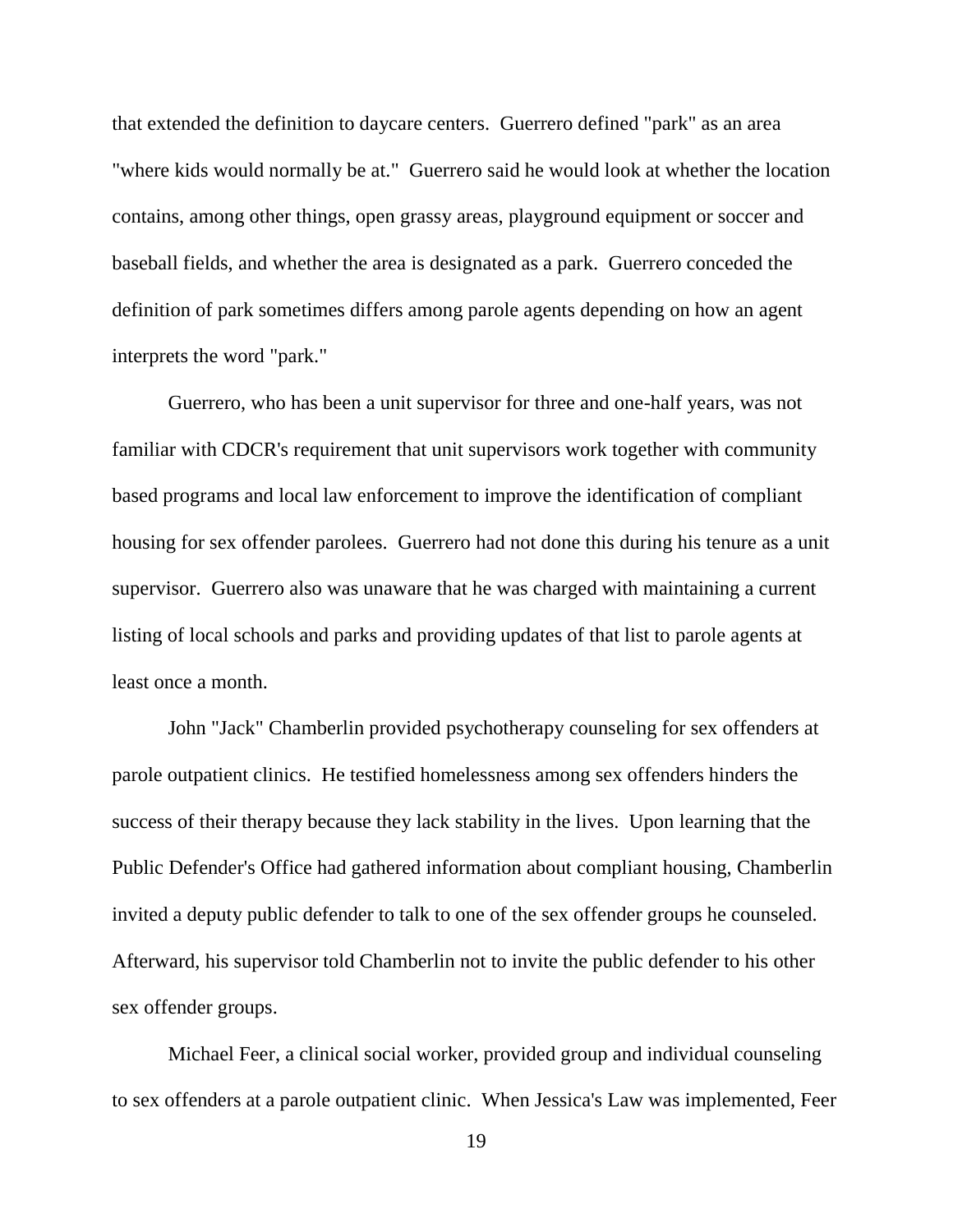that extended the definition to daycare centers. Guerrero defined "park" as an area "where kids would normally be at." Guerrero said he would look at whether the location contains, among other things, open grassy areas, playground equipment or soccer and baseball fields, and whether the area is designated as a park. Guerrero conceded the definition of park sometimes differs among parole agents depending on how an agent interprets the word "park."

Guerrero, who has been a unit supervisor for three and one-half years, was not familiar with CDCR's requirement that unit supervisors work together with community based programs and local law enforcement to improve the identification of compliant housing for sex offender parolees. Guerrero had not done this during his tenure as a unit supervisor. Guerrero also was unaware that he was charged with maintaining a current listing of local schools and parks and providing updates of that list to parole agents at least once a month.

John "Jack" Chamberlin provided psychotherapy counseling for sex offenders at parole outpatient clinics. He testified homelessness among sex offenders hinders the success of their therapy because they lack stability in the lives. Upon learning that the Public Defender's Office had gathered information about compliant housing, Chamberlin invited a deputy public defender to talk to one of the sex offender groups he counseled. Afterward, his supervisor told Chamberlin not to invite the public defender to his other sex offender groups.

Michael Feer, a clinical social worker, provided group and individual counseling to sex offenders at a parole outpatient clinic. When Jessica's Law was implemented, Feer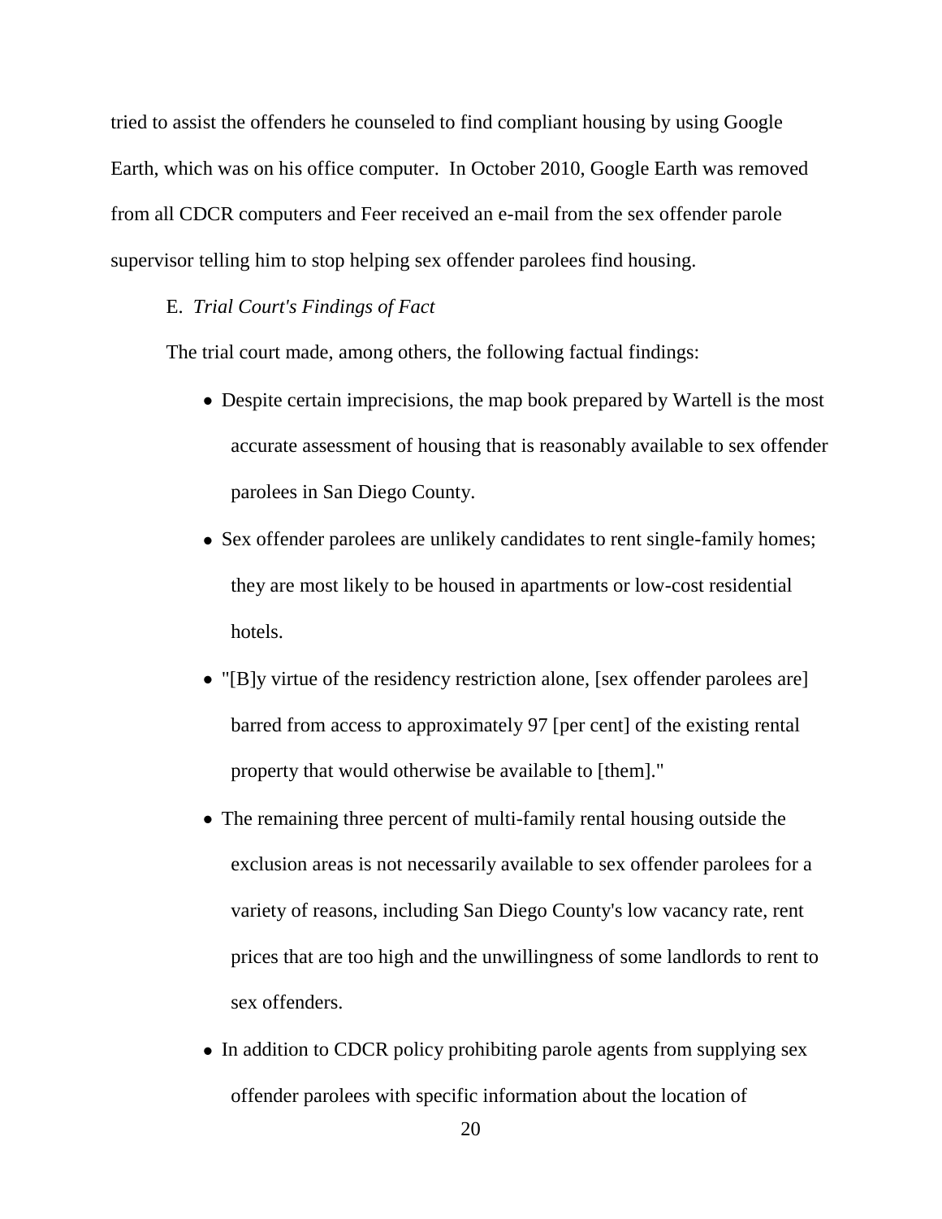tried to assist the offenders he counseled to find compliant housing by using Google Earth, which was on his office computer. In October 2010, Google Earth was removed from all CDCR computers and Feer received an e-mail from the sex offender parole supervisor telling him to stop helping sex offender parolees find housing.

E. *Trial Court's Findings of Fact*

The trial court made, among others, the following factual findings:

- Despite certain imprecisions, the map book prepared by Wartell is the most accurate assessment of housing that is reasonably available to sex offender parolees in San Diego County.
- Sex offender parolees are unlikely candidates to rent single-family homes; they are most likely to be housed in apartments or low-cost residential hotels.
- "[B]y virtue of the residency restriction alone, [sex offender parolees are] barred from access to approximately 97 [per cent] of the existing rental property that would otherwise be available to [them]."
- The remaining three percent of multi-family rental housing outside the exclusion areas is not necessarily available to sex offender parolees for a variety of reasons, including San Diego County's low vacancy rate, rent prices that are too high and the unwillingness of some landlords to rent to sex offenders.
- In addition to CDCR policy prohibiting parole agents from supplying sex offender parolees with specific information about the location of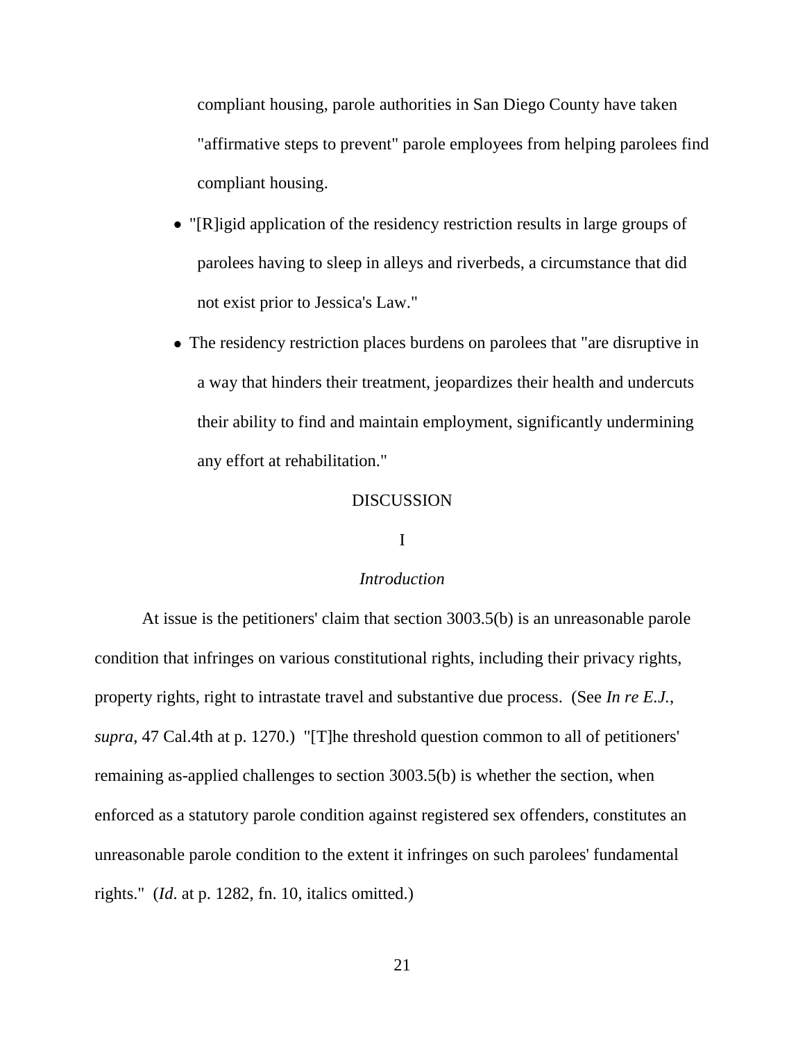compliant housing, parole authorities in San Diego County have taken "affirmative steps to prevent" parole employees from helping parolees find compliant housing.

- "[R]igid application of the residency restriction results in large groups of parolees having to sleep in alleys and riverbeds, a circumstance that did not exist prior to Jessica's Law."
- The residency restriction places burdens on parolees that "are disruptive in a way that hinders their treatment, jeopardizes their health and undercuts their ability to find and maintain employment, significantly undermining any effort at rehabilitation."

## DISCUSSION

### I

### *Introduction*

At issue is the petitioners' claim that section 3003.5(b) is an unreasonable parole condition that infringes on various constitutional rights, including their privacy rights, property rights, right to intrastate travel and substantive due process. (See *In re E.J.*, *supra*, 47 Cal.4th at p. 1270.) "[T]he threshold question common to all of petitioners' remaining as-applied challenges to section 3003.5(b) is whether the section, when enforced as a statutory parole condition against registered sex offenders, constitutes an unreasonable parole condition to the extent it infringes on such parolees' fundamental rights." (*Id*. at p. 1282, fn. 10, italics omitted.)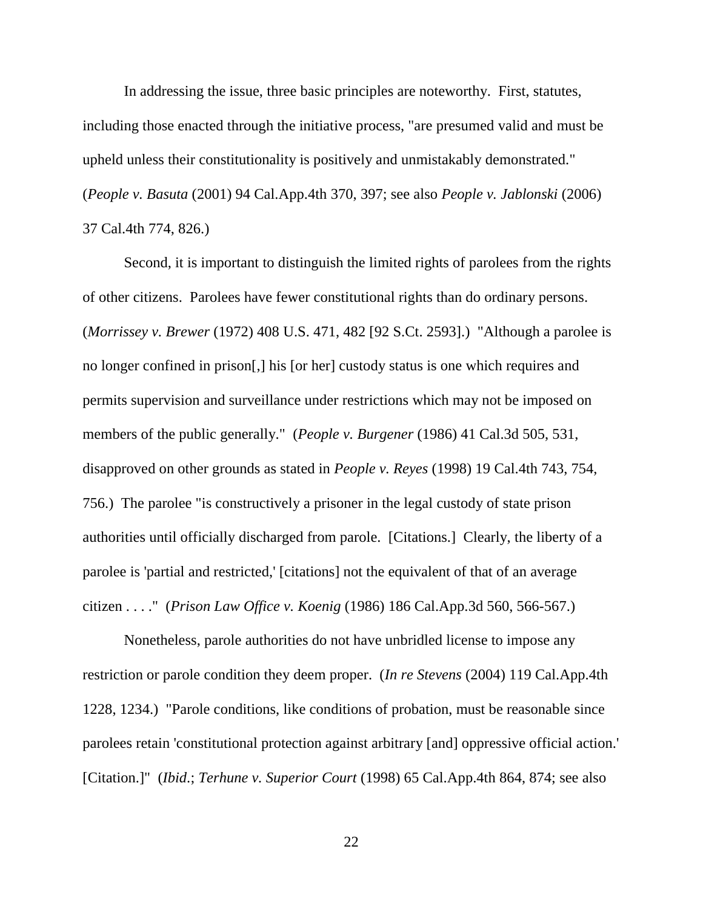In addressing the issue, three basic principles are noteworthy. First, statutes, including those enacted through the initiative process, "are presumed valid and must be upheld unless their constitutionality is positively and unmistakably demonstrated." (*People v. Basuta* (2001) 94 Cal.App.4th 370, 397; see also *People v. Jablonski* (2006) 37 Cal.4th 774, 826.)

Second, it is important to distinguish the limited rights of parolees from the rights of other citizens. Parolees have fewer constitutional rights than do ordinary persons. (*Morrissey v. Brewer* (1972) 408 U.S. 471, 482 [92 S.Ct. 2593].) "Although a parolee is no longer confined in prison[,] his [or her] custody status is one which requires and permits supervision and surveillance under restrictions which may not be imposed on members of the public generally." (*People v. Burgener* (1986) 41 Cal.3d 505, 531, disapproved on other grounds as stated in *People v. Reyes* (1998) 19 Cal.4th 743, 754, 756.) The parolee "is constructively a prisoner in the legal custody of state prison authorities until officially discharged from parole. [Citations.] Clearly, the liberty of a parolee is 'partial and restricted,' [citations] not the equivalent of that of an average citizen . . . ." (*Prison Law Office v. Koenig* (1986) 186 Cal.App.3d 560, 566-567.)

Nonetheless, parole authorities do not have unbridled license to impose any restriction or parole condition they deem proper. (*In re Stevens* (2004) 119 Cal.App.4th 1228, 1234.) "Parole conditions, like conditions of probation, must be reasonable since parolees retain 'constitutional protection against arbitrary [and] oppressive official action.' [Citation.]" (*Ibid.*; *Terhune v. Superior Court* (1998) 65 Cal.App.4th 864, 874; see also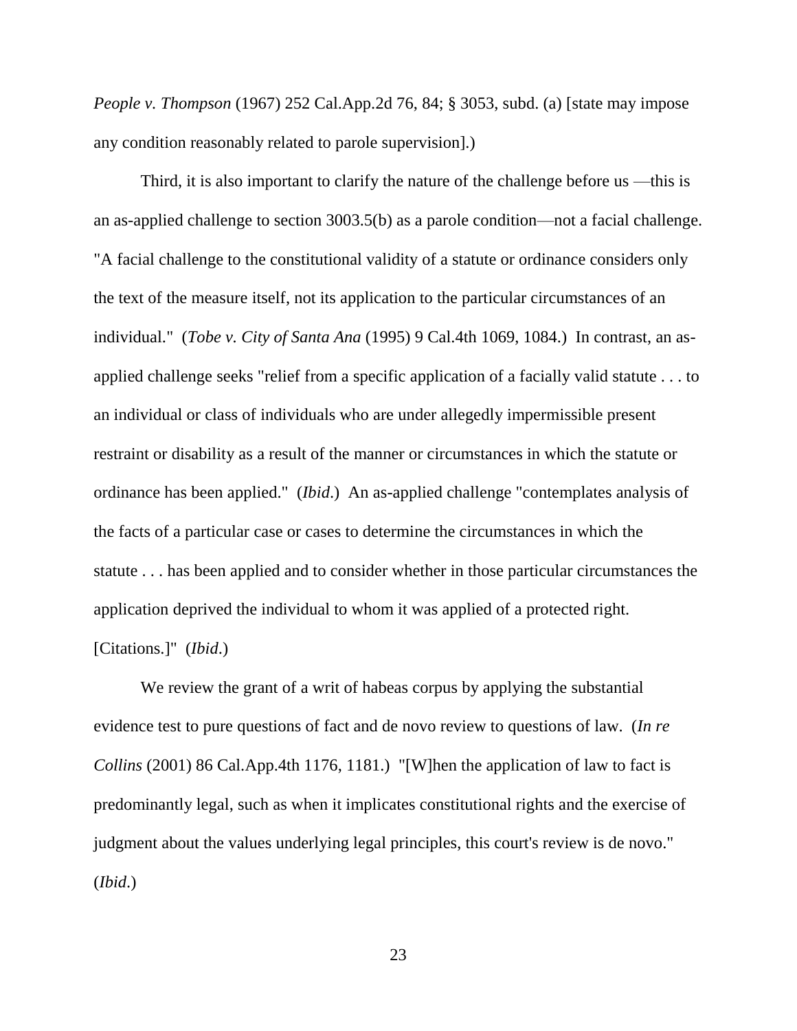*People v. Thompson* (1967) 252 Cal.App.2d 76, 84; § 3053, subd. (a) [state may impose any condition reasonably related to parole supervision].)

Third, it is also important to clarify the nature of the challenge before us —this is an as-applied challenge to section 3003.5(b) as a parole condition—not a facial challenge. "A facial challenge to the constitutional validity of a statute or ordinance considers only the text of the measure itself, not its application to the particular circumstances of an individual." (*Tobe v. City of Santa Ana* (1995) 9 Cal.4th 1069, 1084.) In contrast, an as-applied challenge seeks "relief from a specific application of a facially valid statute . . . to an individual or class of individuals who are under allegedly impermissible present restraint or disability as a result of the manner or circumstances in which the statute or ordinance has been applied." (*Ibid*.) An as-applied challenge "contemplates analysis of the facts of a particular case or cases to determine the circumstances in which the statute . . . has been applied and to consider whether in those particular circumstances the application deprived the individual to whom it was applied of a protected right. [Citations.]" (*Ibid*.)

We review the grant of a writ of habeas corpus by applying the substantial evidence test to pure questions of fact and de novo review to questions of law. (*In re Collins* (2001) 86 Cal.App.4th 1176, 1181.) "[W]hen the application of law to fact is predominantly legal, such as when it implicates constitutional rights and the exercise of judgment about the values underlying legal principles, this court's review is de novo." (*Ibid*.)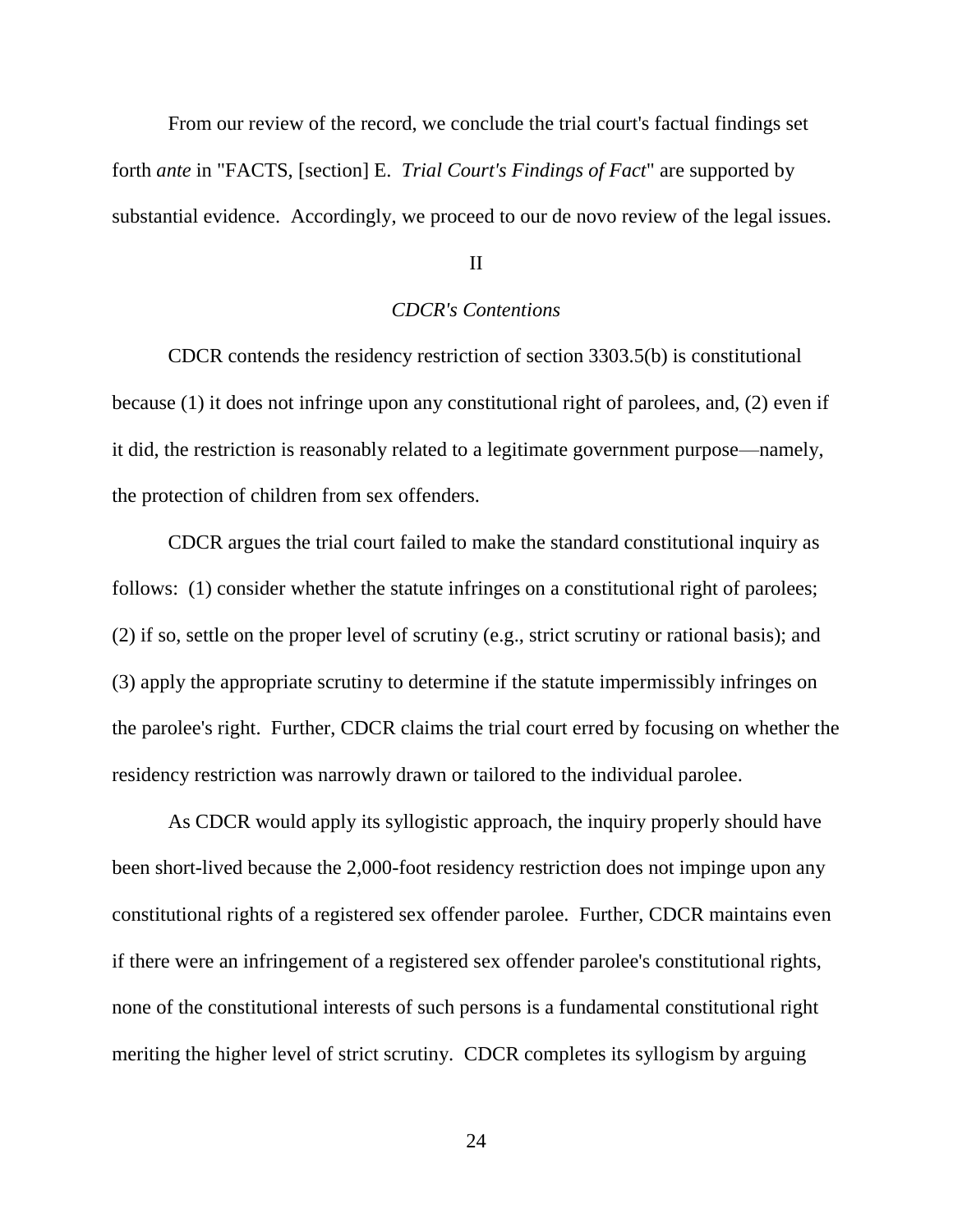From our review of the record, we conclude the trial court's factual findings set forth *ante* in "FACTS, [section] E. *Trial Court's Findings of Fact*" are supported by substantial evidence. Accordingly, we proceed to our de novo review of the legal issues.

II

*CDCR's Contentions*

CDCR contends the residency restriction of section 3303.5(b) is constitutional because (1) it does not infringe upon any constitutional right of parolees, and, (2) even if it did, the restriction is reasonably related to a legitimate government purpose—namely, the protection of children from sex offenders.

CDCR argues the trial court failed to make the standard constitutional inquiry as follows: (1) consider whether the statute infringes on a constitutional right of parolees; (2) if so, settle on the proper level of scrutiny (e.g., strict scrutiny or rational basis); and (3) apply the appropriate scrutiny to determine if the statute impermissibly infringes on the parolee's right. Further, CDCR claims the trial court erred by focusing on whether the residency restriction was narrowly drawn or tailored to the individual parolee.

As CDCR would apply its syllogistic approach, the inquiry properly should have been short-lived because the 2,000-foot residency restriction does not impinge upon any constitutional rights of a registered sex offender parolee. Further, CDCR maintains even if there were an infringement of a registered sex offender parolee's constitutional rights, none of the constitutional interests of such persons is a fundamental constitutional right meriting the higher level of strict scrutiny. CDCR completes its syllogism by arguing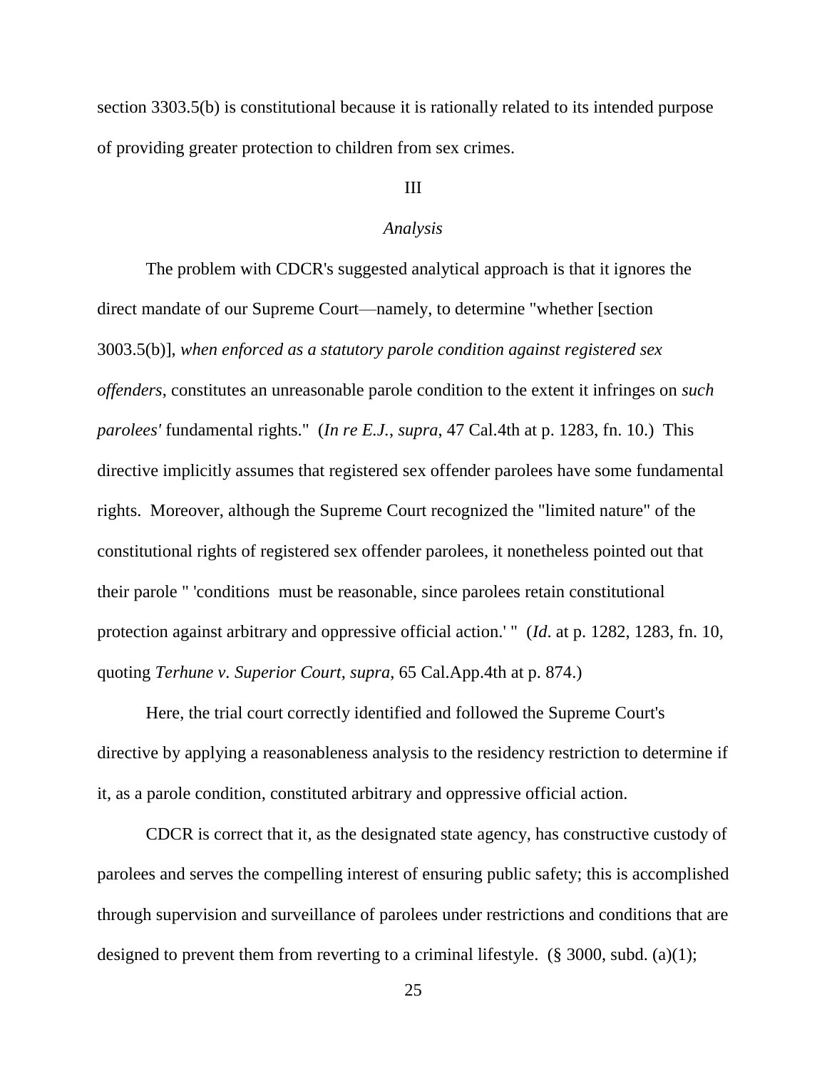section 3303.5(b) is constitutional because it is rationally related to its intended purpose of providing greater protection to children from sex crimes.

III

*Analysis*

The problem with CDCR's suggested analytical approach is that it ignores the direct mandate of our Supreme Court—namely, to determine "whether [section 3003.5(b)], *when enforced as a statutory parole condition against registered sex offenders*, constitutes an unreasonable parole condition to the extent it infringes on *such parolees'* fundamental rights." (*In re E.J.*, *supra*, 47 Cal.4th at p. 1283, fn. 10.) This directive implicitly assumes that registered sex offender parolees have some fundamental rights. Moreover, although the Supreme Court recognized the "limited nature" of the constitutional rights of registered sex offender parolees, it nonetheless pointed out that their parole " 'conditions must be reasonable, since parolees retain constitutional protection against arbitrary and oppressive official action.' " (*Id*. at p. 1282, 1283, fn. 10, quoting *Terhune v. Superior Court*, *supra*, 65 Cal.App.4th at p. 874.)

Here, the trial court correctly identified and followed the Supreme Court's directive by applying a reasonableness analysis to the residency restriction to determine if it, as a parole condition, constituted arbitrary and oppressive official action.

CDCR is correct that it, as the designated state agency, has constructive custody of parolees and serves the compelling interest of ensuring public safety; this is accomplished through supervision and surveillance of parolees under restrictions and conditions that are designed to prevent them from reverting to a criminal lifestyle. (§ 3000, subd. (a)(1);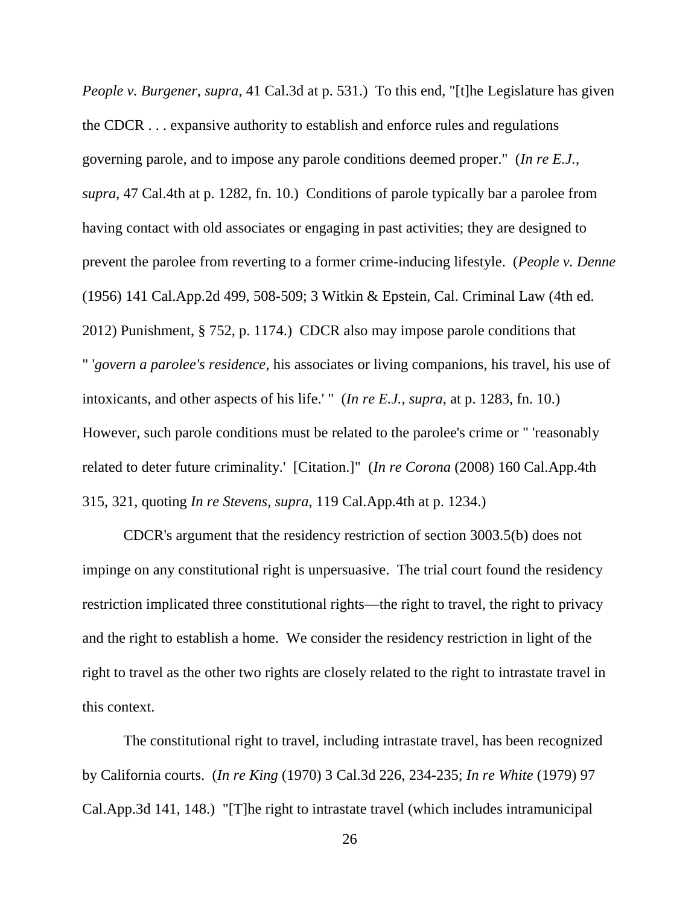*People v. Burgener*, *supra*, 41 Cal.3d at p. 531.) To this end, "[t]he Legislature has given the CDCR . . . expansive authority to establish and enforce rules and regulations governing parole, and to impose any parole conditions deemed proper." (*In re E.J.*, *supra*, 47 Cal.4th at p. 1282, fn. 10.) Conditions of parole typically bar a parolee from having contact with old associates or engaging in past activities; they are designed to prevent the parolee from reverting to a former crime-inducing lifestyle. (*People v. Denne* (1956) 141 Cal.App.2d 499, 508-509; 3 Witkin & Epstein, Cal. Criminal Law (4th ed. 2012) Punishment, § 752, p. 1174.) CDCR also may impose parole conditions that " '*govern a parolee's residence*, his associates or living companions, his travel, his use of intoxicants, and other aspects of his life.' " (*In re E.J.*, *supra*, at p. 1283, fn. 10.) However, such parole conditions must be related to the parolee's crime or " 'reasonably related to deter future criminality.' [Citation.]" (*In re Corona* (2008) 160 Cal.App.4th 315, 321, quoting *In re Stevens*, *supra*, 119 Cal.App.4th at p. 1234.)

CDCR's argument that the residency restriction of section 3003.5(b) does not impinge on any constitutional right is unpersuasive. The trial court found the residency restriction implicated three constitutional rights—the right to travel, the right to privacy and the right to establish a home. We consider the residency restriction in light of the right to travel as the other two rights are closely related to the right to intrastate travel in this context.

The constitutional right to travel, including intrastate travel, has been recognized by California courts. (*In re King* (1970) 3 Cal.3d 226, 234-235; *In re White* (1979) 97 Cal.App.3d 141, 148.) "[T]he right to intrastate travel (which includes intramunicipal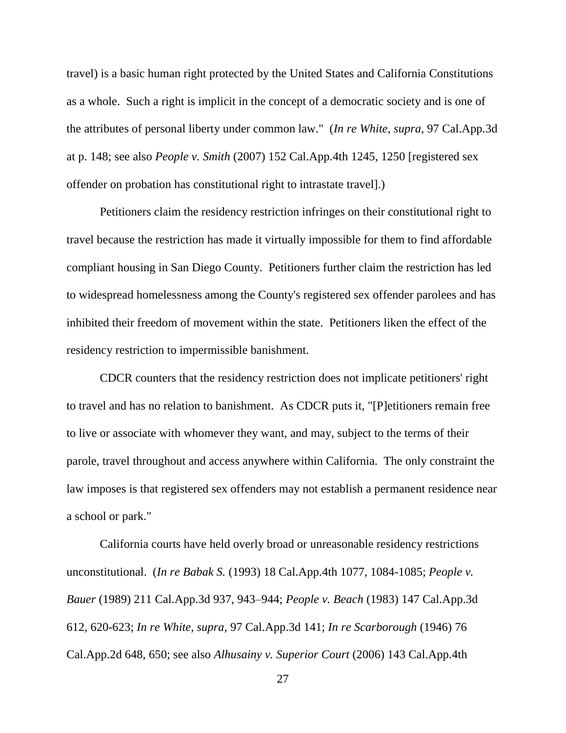travel) is a basic human right protected by the United States and California Constitutions as a whole. Such a right is implicit in the concept of a democratic society and is one of the attributes of personal liberty under common law." (*In re White*, *supra*, 97 Cal.App.3d at p. 148; see also *People v. Smith* (2007) 152 Cal.App.4th 1245, 1250 [registered sex offender on probation has constitutional right to intrastate travel].)

Petitioners claim the residency restriction infringes on their constitutional right to travel because the restriction has made it virtually impossible for them to find affordable compliant housing in San Diego County. Petitioners further claim the restriction has led to widespread homelessness among the County's registered sex offender parolees and has inhibited their freedom of movement within the state. Petitioners liken the effect of the residency restriction to impermissible banishment.

CDCR counters that the residency restriction does not implicate petitioners' right to travel and has no relation to banishment. As CDCR puts it, "[P]etitioners remain free to live or associate with whomever they want, and may, subject to the terms of their parole, travel throughout and access anywhere within California. The only constraint the law imposes is that registered sex offenders may not establish a permanent residence near a school or park."

California courts have held overly broad or unreasonable residency restrictions unconstitutional. (*In re Babak S.* (1993) 18 Cal.App.4th 1077, 1084-1085; *People v. Bauer* (1989) 211 Cal.App.3d 937, 943–944; *People v. Beach* (1983) 147 Cal.App.3d 612, 620-623; *In re White*, *supra*, 97 Cal.App.3d 141; *In re Scarborough* (1946) 76 Cal.App.2d 648, 650; see also *Alhusainy v. Superior Court* (2006) 143 Cal.App.4th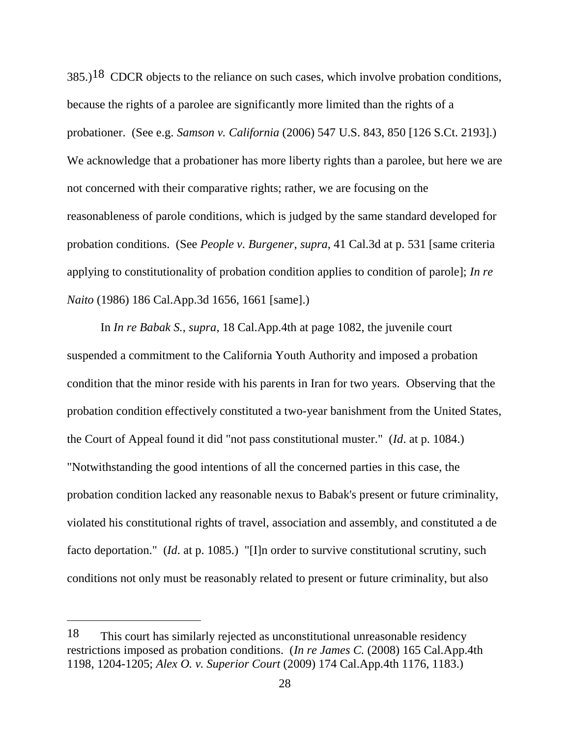385.)[18] CDCR objects to the reliance on such cases, which involve probation conditions, because the rights of a parolee are significantly more limited than the rights of a probationer. (See e.g. *Samson v. California* (2006) 547 U.S. 843, 850 [126 S.Ct. 2193].) We acknowledge that a probationer has more liberty rights than a parolee, but here we are not concerned with their comparative rights; rather, we are focusing on the reasonableness of parole conditions, which is judged by the same standard developed for probation conditions. (See *People v. Burgener*, *supra*, 41 Cal.3d at p. 531 [same criteria applying to constitutionality of probation condition applies to condition of parole]; *In re Naito* (1986) 186 Cal.App.3d 1656, 1661 [same].)

In *In re Babak S.*, *supra*, 18 Cal.App.4th at page 1082, the juvenile court suspended a commitment to the California Youth Authority and imposed a probation condition that the minor reside with his parents in Iran for two years. Observing that the probation condition effectively constituted a two-year banishment from the United States, the Court of Appeal found it did "not pass constitutional muster." (*Id*. at p. 1084.) "Notwithstanding the good intentions of all the concerned parties in this case, the probation condition lacked any reasonable nexus to Babak's present or future criminality, violated his constitutional rights of travel, association and assembly, and constituted a de facto deportation." (*Id*. at p. 1085.) "[I]n order to survive constitutional scrutiny, such conditions not only must be reasonably related to present or future criminality, but also

---

[18] This court has similarly rejected as unconstitutional unreasonable residency restrictions imposed as probation conditions. (*In re James C.* (2008) 165 Cal.App.4th 1198, 1204-1205; *Alex O. v. Superior Court* (2009) 174 Cal.App.4th 1176, 1183.)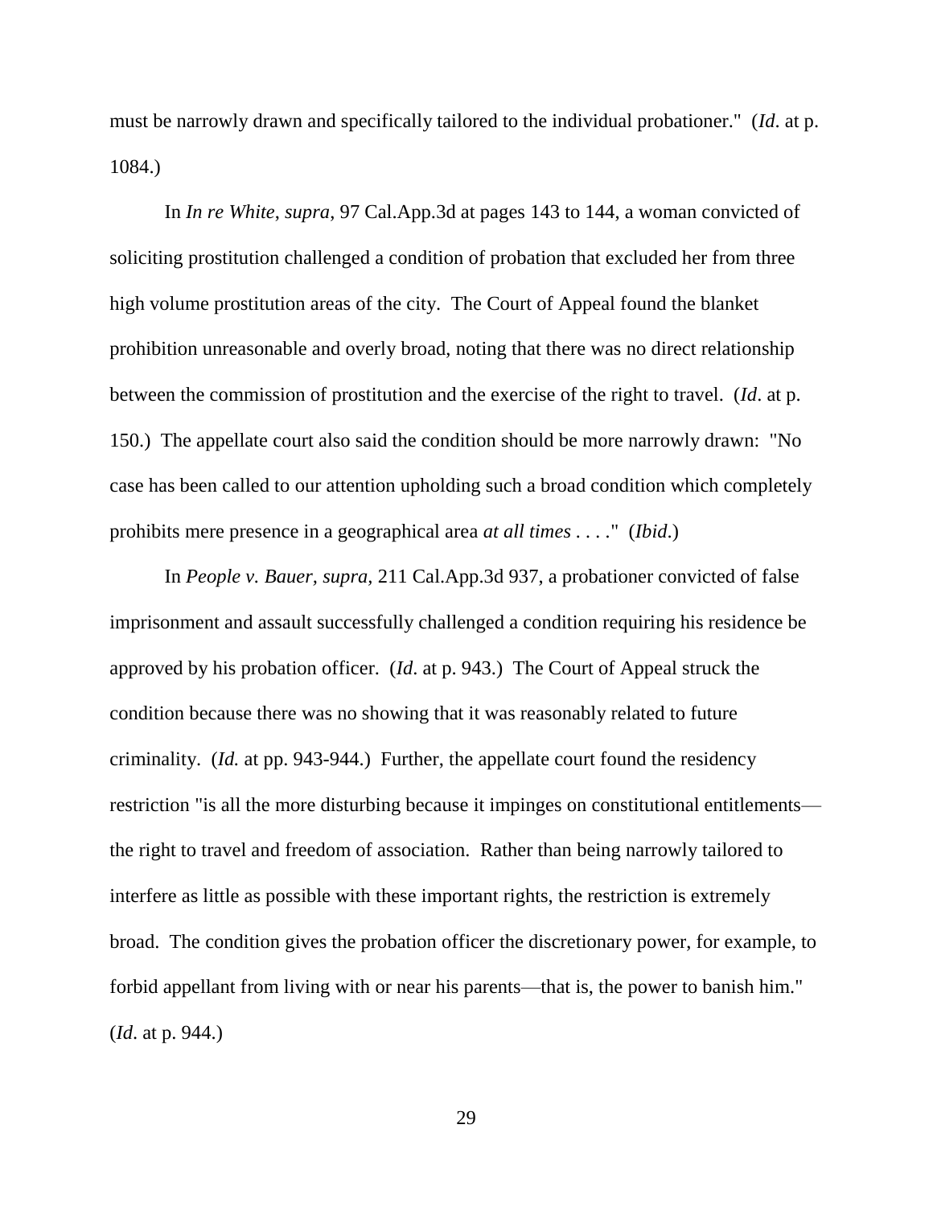must be narrowly drawn and specifically tailored to the individual probationer." (*Id*. at p. 1084.)

In *In re White*, *supra*, 97 Cal.App.3d at pages 143 to 144, a woman convicted of soliciting prostitution challenged a condition of probation that excluded her from three high volume prostitution areas of the city. The Court of Appeal found the blanket prohibition unreasonable and overly broad, noting that there was no direct relationship between the commission of prostitution and the exercise of the right to travel. (*Id*. at p. 150.) The appellate court also said the condition should be more narrowly drawn: "No case has been called to our attention upholding such a broad condition which completely prohibits mere presence in a geographical area *at all times* . . . ." (*Ibid*.)

In *People v. Bauer*, *supra*, 211 Cal.App.3d 937, a probationer convicted of false imprisonment and assault successfully challenged a condition requiring his residence be approved by his probation officer. (*Id*. at p. 943.) The Court of Appeal struck the condition because there was no showing that it was reasonably related to future criminality. (*Id.* at pp. 943-944.) Further, the appellate court found the residency restriction "is all the more disturbing because it impinges on constitutional entitlements—the right to travel and freedom of association. Rather than being narrowly tailored to interfere as little as possible with these important rights, the restriction is extremely broad. The condition gives the probation officer the discretionary power, for example, to forbid appellant from living with or near his parents—that is, the power to banish him." (*Id*. at p. 944.)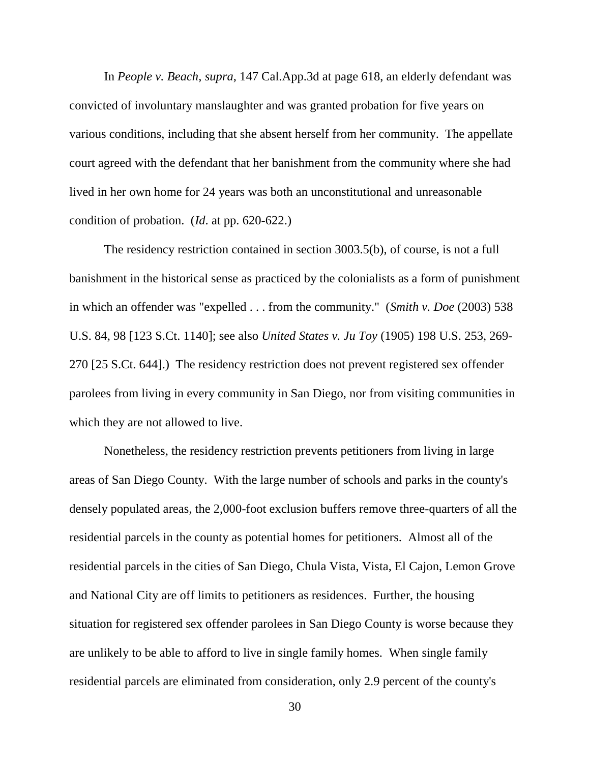In *People v. Beach*, *supra*, 147 Cal.App.3d at page 618, an elderly defendant was convicted of involuntary manslaughter and was granted probation for five years on various conditions, including that she absent herself from her community. The appellate court agreed with the defendant that her banishment from the community where she had lived in her own home for 24 years was both an unconstitutional and unreasonable condition of probation. (*Id*. at pp. 620-622.)

The residency restriction contained in section 3003.5(b), of course, is not a full banishment in the historical sense as practiced by the colonialists as a form of punishment in which an offender was "expelled . . . from the community." (*Smith v. Doe* (2003) 538 U.S. 84, 98 [123 S.Ct. 1140]; see also *United States v. Ju Toy* (1905) 198 U.S. 253, 269-270 [25 S.Ct. 644].) The residency restriction does not prevent registered sex offender parolees from living in every community in San Diego, nor from visiting communities in which they are not allowed to live.

Nonetheless, the residency restriction prevents petitioners from living in large areas of San Diego County. With the large number of schools and parks in the county's densely populated areas, the 2,000-foot exclusion buffers remove three-quarters of all the residential parcels in the county as potential homes for petitioners. Almost all of the residential parcels in the cities of San Diego, Chula Vista, Vista, El Cajon, Lemon Grove and National City are off limits to petitioners as residences. Further, the housing situation for registered sex offender parolees in San Diego County is worse because they are unlikely to be able to afford to live in single family homes. When single family residential parcels are eliminated from consideration, only 2.9 percent of the county's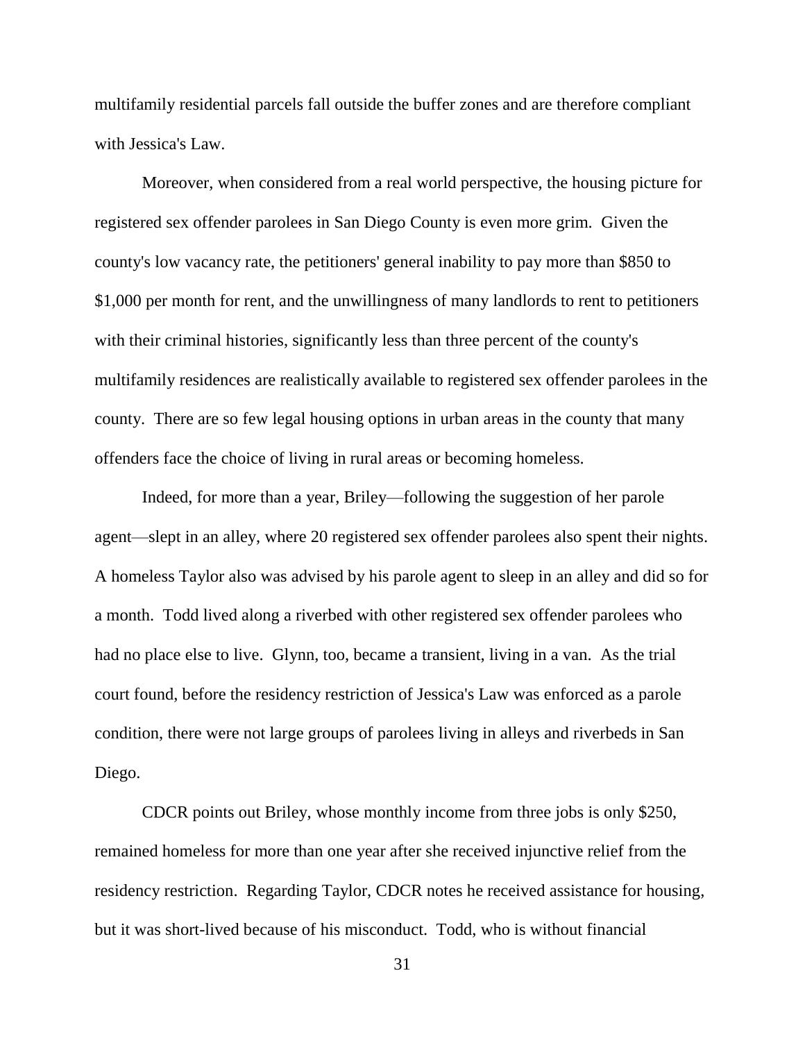multifamily residential parcels fall outside the buffer zones and are therefore compliant with Jessica's Law.

Moreover, when considered from a real world perspective, the housing picture for registered sex offender parolees in San Diego County is even more grim. Given the county's low vacancy rate, the petitioners' general inability to pay more than $850 to $1,000 per month for rent, and the unwillingness of many landlords to rent to petitioners with their criminal histories, significantly less than three percent of the county's multifamily residences are realistically available to registered sex offender parolees in the county. There are so few legal housing options in urban areas in the county that many offenders face the choice of living in rural areas or becoming homeless.

Indeed, for more than a year, Briley—following the suggestion of her parole agent—slept in an alley, where 20 registered sex offender parolees also spent their nights. A homeless Taylor also was advised by his parole agent to sleep in an alley and did so for a month. Todd lived along a riverbed with other registered sex offender parolees who had no place else to live. Glynn, too, became a transient, living in a van. As the trial court found, before the residency restriction of Jessica's Law was enforced as a parole condition, there were not large groups of parolees living in alleys and riverbeds in San Diego.

CDCR points out Briley, whose monthly income from three jobs is only $250, remained homeless for more than one year after she received injunctive relief from the residency restriction. Regarding Taylor, CDCR notes he received assistance for housing, but it was short-lived because of his misconduct. Todd, who is without financial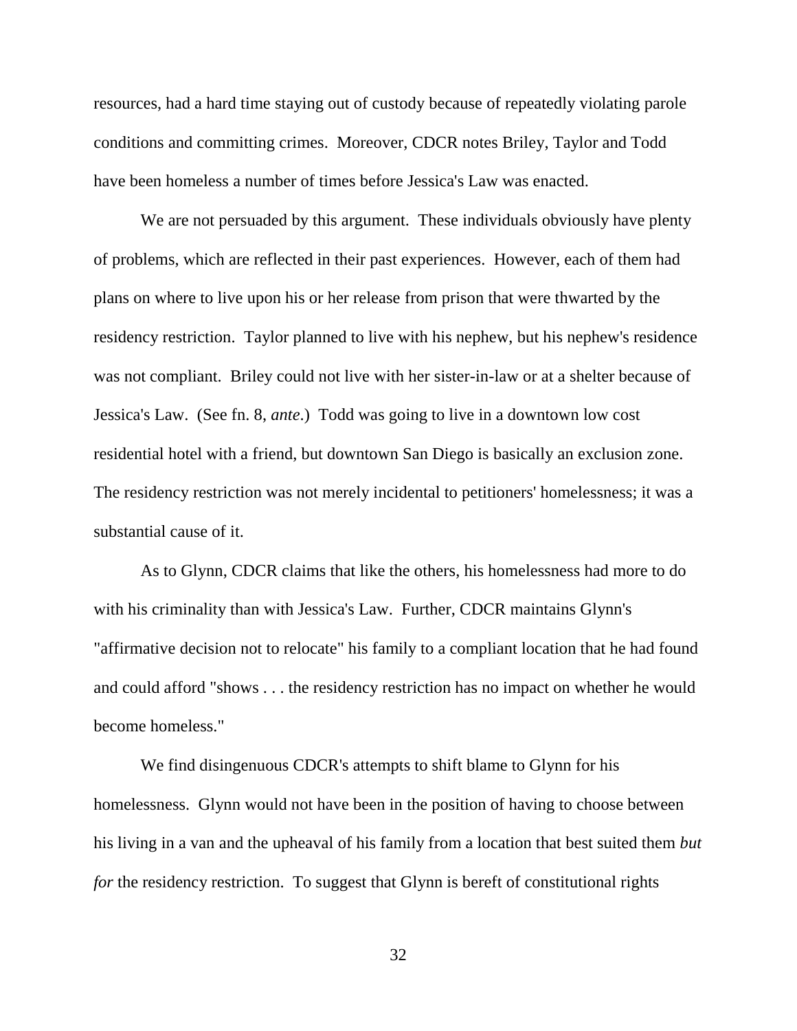resources, had a hard time staying out of custody because of repeatedly violating parole conditions and committing crimes. Moreover, CDCR notes Briley, Taylor and Todd have been homeless a number of times before Jessica's Law was enacted.

We are not persuaded by this argument. These individuals obviously have plenty of problems, which are reflected in their past experiences. However, each of them had plans on where to live upon his or her release from prison that were thwarted by the residency restriction. Taylor planned to live with his nephew, but his nephew's residence was not compliant. Briley could not live with her sister-in-law or at a shelter because of Jessica's Law. (See fn. 8, *ante*.) Todd was going to live in a downtown low cost residential hotel with a friend, but downtown San Diego is basically an exclusion zone. The residency restriction was not merely incidental to petitioners' homelessness; it was a substantial cause of it.

As to Glynn, CDCR claims that like the others, his homelessness had more to do with his criminality than with Jessica's Law. Further, CDCR maintains Glynn's "affirmative decision not to relocate" his family to a compliant location that he had found and could afford "shows . . . the residency restriction has no impact on whether he would become homeless."

We find disingenuous CDCR's attempts to shift blame to Glynn for his homelessness. Glynn would not have been in the position of having to choose between his living in a van and the upheaval of his family from a location that best suited them *but for* the residency restriction. To suggest that Glynn is bereft of constitutional rights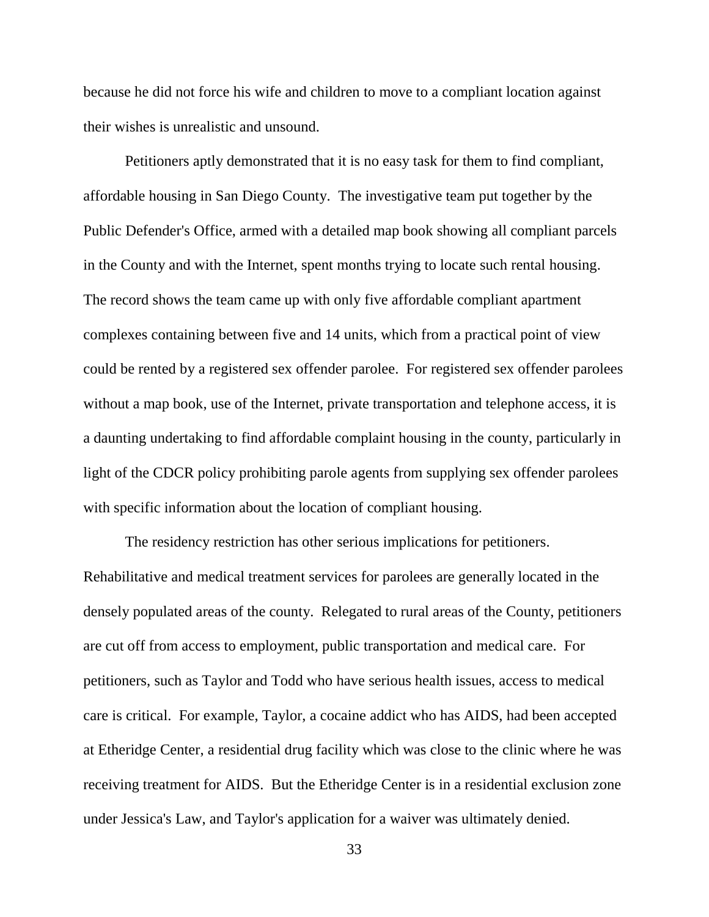because he did not force his wife and children to move to a compliant location against their wishes is unrealistic and unsound.

Petitioners aptly demonstrated that it is no easy task for them to find compliant, affordable housing in San Diego County. The investigative team put together by the Public Defender's Office, armed with a detailed map book showing all compliant parcels in the County and with the Internet, spent months trying to locate such rental housing. The record shows the team came up with only five affordable compliant apartment complexes containing between five and 14 units, which from a practical point of view could be rented by a registered sex offender parolee. For registered sex offender parolees without a map book, use of the Internet, private transportation and telephone access, it is a daunting undertaking to find affordable complaint housing in the county, particularly in light of the CDCR policy prohibiting parole agents from supplying sex offender parolees with specific information about the location of compliant housing.

The residency restriction has other serious implications for petitioners. Rehabilitative and medical treatment services for parolees are generally located in the densely populated areas of the county. Relegated to rural areas of the County, petitioners are cut off from access to employment, public transportation and medical care. For petitioners, such as Taylor and Todd who have serious health issues, access to medical care is critical. For example, Taylor, a cocaine addict who has AIDS, had been accepted at Etheridge Center, a residential drug facility which was close to the clinic where he was receiving treatment for AIDS. But the Etheridge Center is in a residential exclusion zone under Jessica's Law, and Taylor's application for a waiver was ultimately denied.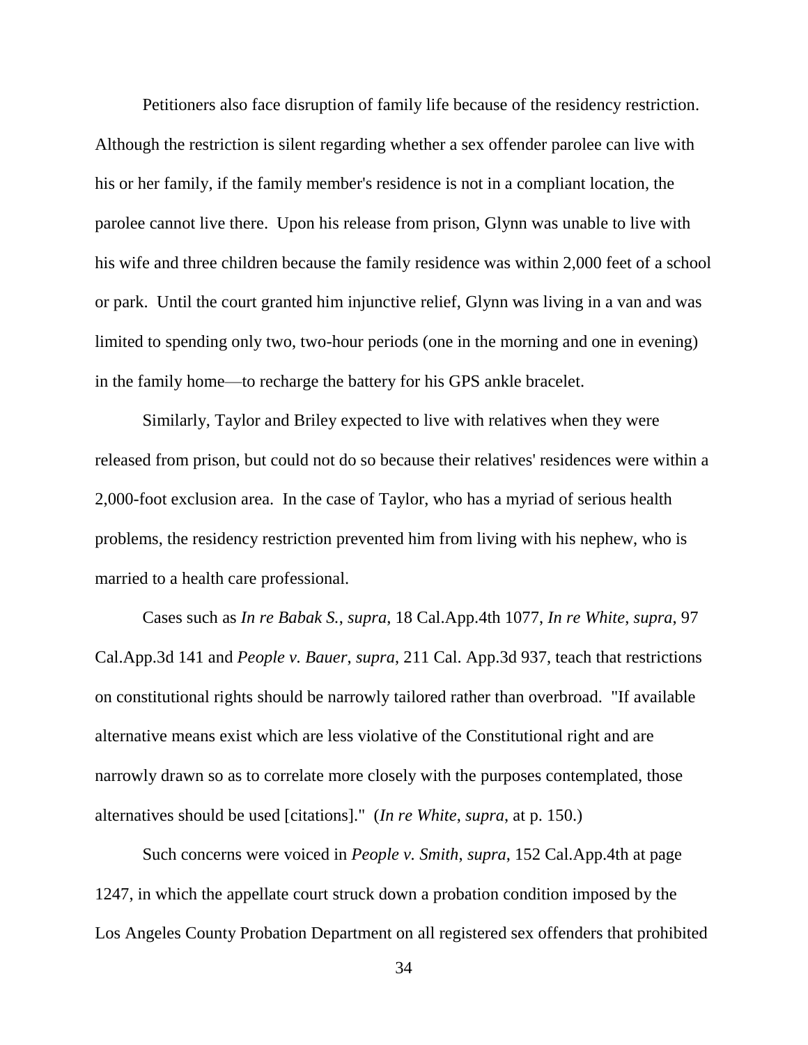Petitioners also face disruption of family life because of the residency restriction. Although the restriction is silent regarding whether a sex offender parolee can live with his or her family, if the family member's residence is not in a compliant location, the parolee cannot live there. Upon his release from prison, Glynn was unable to live with his wife and three children because the family residence was within 2,000 feet of a school or park. Until the court granted him injunctive relief, Glynn was living in a van and was limited to spending only two, two-hour periods (one in the morning and one in evening) in the family home—to recharge the battery for his GPS ankle bracelet.

Similarly, Taylor and Briley expected to live with relatives when they were released from prison, but could not do so because their relatives' residences were within a 2,000-foot exclusion area. In the case of Taylor, who has a myriad of serious health problems, the residency restriction prevented him from living with his nephew, who is married to a health care professional.

Cases such as *In re Babak S.*, *supra*, 18 Cal.App.4th 1077, *In re White*, *supra*, 97 Cal.App.3d 141 and *People v. Bauer*, *supra*, 211 Cal. App.3d 937, teach that restrictions on constitutional rights should be narrowly tailored rather than overbroad. "If available alternative means exist which are less violative of the Constitutional right and are narrowly drawn so as to correlate more closely with the purposes contemplated, those alternatives should be used [citations]." (*In re White*, *supra*, at p. 150.)

Such concerns were voiced in *People v. Smith*, *supra*, 152 Cal.App.4th at page 1247, in which the appellate court struck down a probation condition imposed by the Los Angeles County Probation Department on all registered sex offenders that prohibited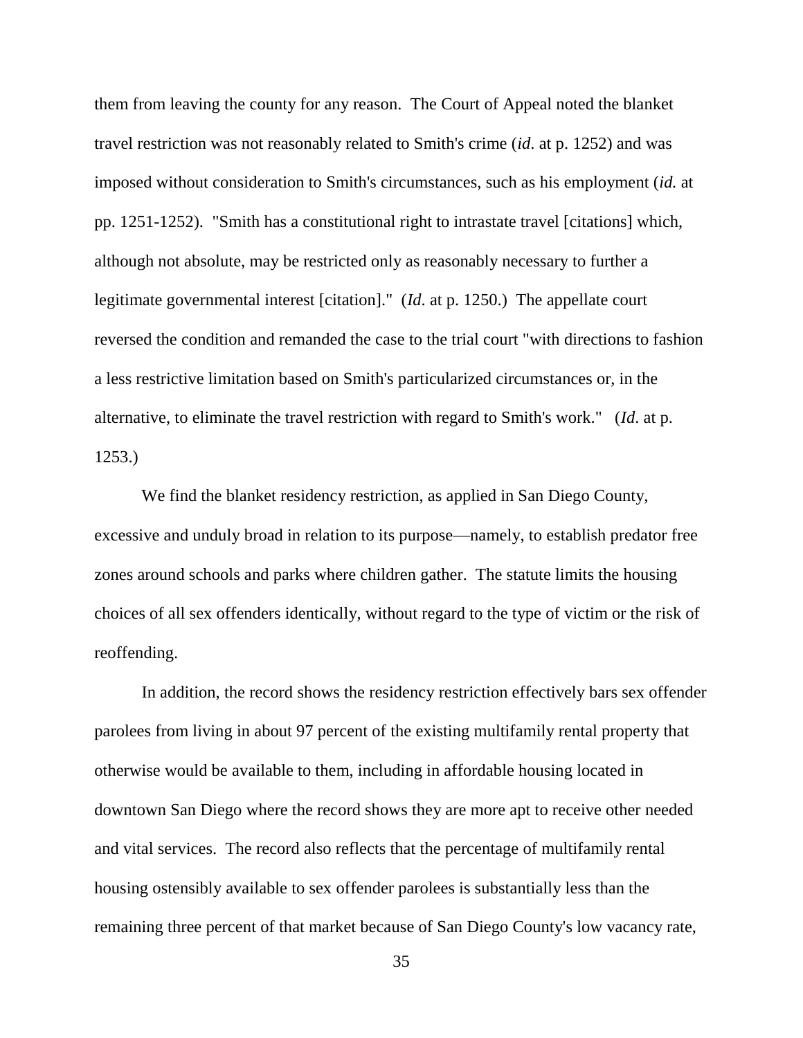them from leaving the county for any reason. The Court of Appeal noted the blanket travel restriction was not reasonably related to Smith's crime (*id*. at p. 1252) and was imposed without consideration to Smith's circumstances, such as his employment (*id.* at pp. 1251-1252). "Smith has a constitutional right to intrastate travel [citations] which, although not absolute, may be restricted only as reasonably necessary to further a legitimate governmental interest [citation]." (*Id*. at p. 1250.) The appellate court reversed the condition and remanded the case to the trial court "with directions to fashion a less restrictive limitation based on Smith's particularized circumstances or, in the alternative, to eliminate the travel restriction with regard to Smith's work." (*Id*. at p. 1253.)

We find the blanket residency restriction, as applied in San Diego County, excessive and unduly broad in relation to its purpose—namely, to establish predator free zones around schools and parks where children gather. The statute limits the housing choices of all sex offenders identically, without regard to the type of victim or the risk of reoffending.

In addition, the record shows the residency restriction effectively bars sex offender parolees from living in about 97 percent of the existing multifamily rental property that otherwise would be available to them, including in affordable housing located in downtown San Diego where the record shows they are more apt to receive other needed and vital services. The record also reflects that the percentage of multifamily rental housing ostensibly available to sex offender parolees is substantially less than the remaining three percent of that market because of San Diego County's low vacancy rate,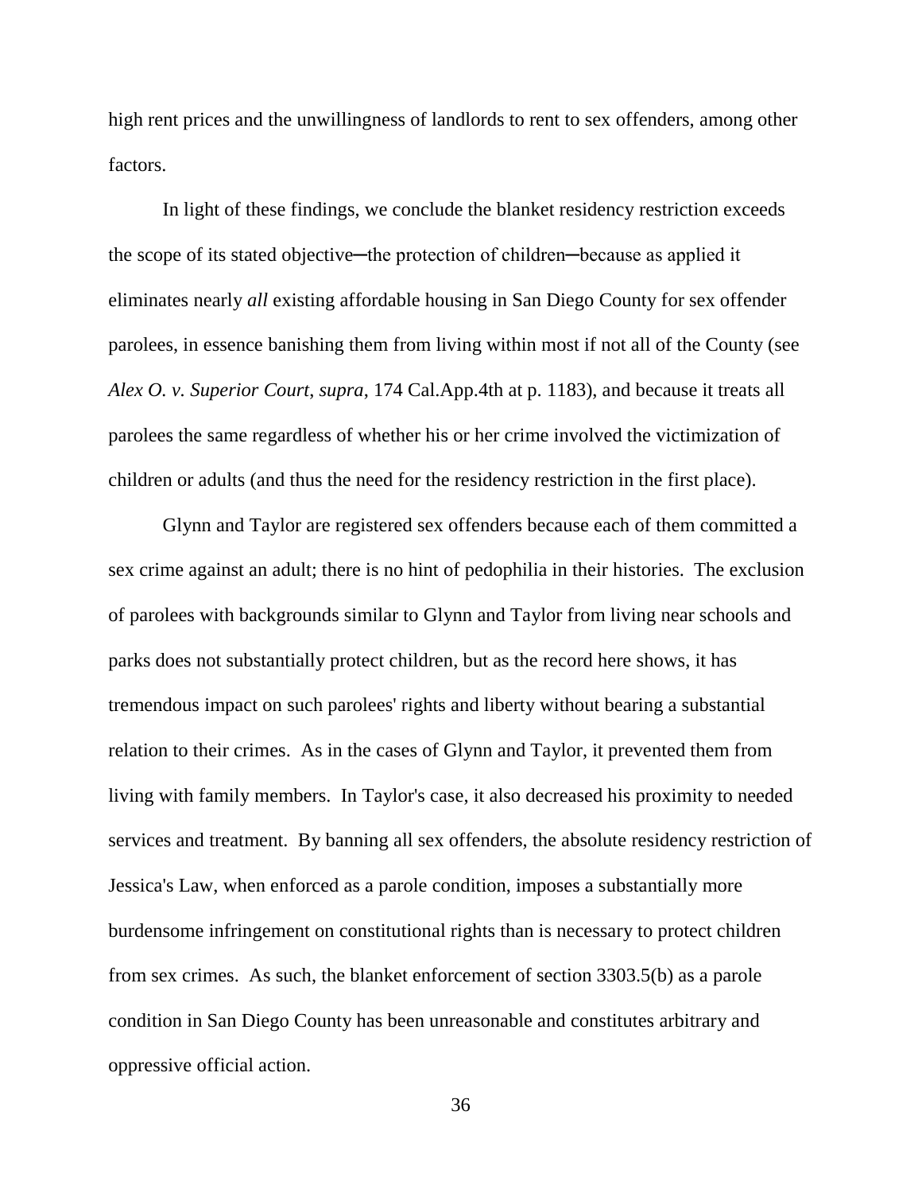high rent prices and the unwillingness of landlords to rent to sex offenders, among other factors.

In light of these findings, we conclude the blanket residency restriction exceeds the scope of its stated objective—the protection of children—because as applied it eliminates nearly *all* existing affordable housing in San Diego County for sex offender parolees, in essence banishing them from living within most if not all of the County (see *Alex O. v. Superior Court*, *supra*, 174 Cal.App.4th at p. 1183), and because it treats all parolees the same regardless of whether his or her crime involved the victimization of children or adults (and thus the need for the residency restriction in the first place).

Glynn and Taylor are registered sex offenders because each of them committed a sex crime against an adult; there is no hint of pedophilia in their histories. The exclusion of parolees with backgrounds similar to Glynn and Taylor from living near schools and parks does not substantially protect children, but as the record here shows, it has tremendous impact on such parolees' rights and liberty without bearing a substantial relation to their crimes. As in the cases of Glynn and Taylor, it prevented them from living with family members. In Taylor's case, it also decreased his proximity to needed services and treatment. By banning all sex offenders, the absolute residency restriction of Jessica's Law, when enforced as a parole condition, imposes a substantially more burdensome infringement on constitutional rights than is necessary to protect children from sex crimes. As such, the blanket enforcement of section 3303.5(b) as a parole condition in San Diego County has been unreasonable and constitutes arbitrary and oppressive official action.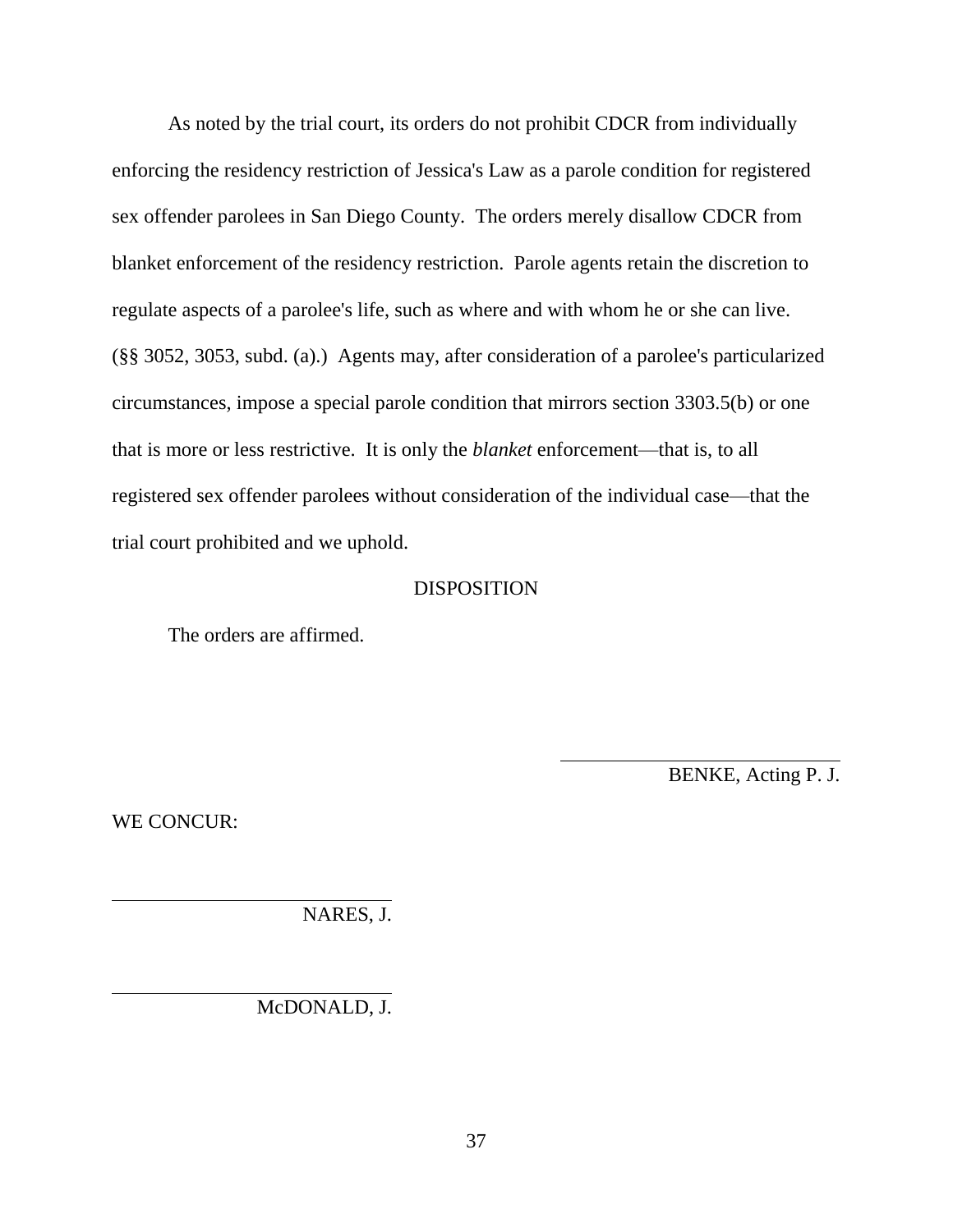As noted by the trial court, its orders do not prohibit CDCR from individually enforcing the residency restriction of Jessica's Law as a parole condition for registered sex offender parolees in San Diego County. The orders merely disallow CDCR from blanket enforcement of the residency restriction. Parole agents retain the discretion to regulate aspects of a parolee's life, such as where and with whom he or she can live. (§§ 3052, 3053, subd. (a).) Agents may, after consideration of a parolee's particularized circumstances, impose a special parole condition that mirrors section 3303.5(b) or one that is more or less restrictive. It is only the *blanket* enforcement—that is, to all registered sex offender parolees without consideration of the individual case—that the trial court prohibited and we uphold.

DISPOSITION

The orders are affirmed.

BENKE, Acting P. J.

WE CONCUR:

NARES, J.

McDONALD, J.